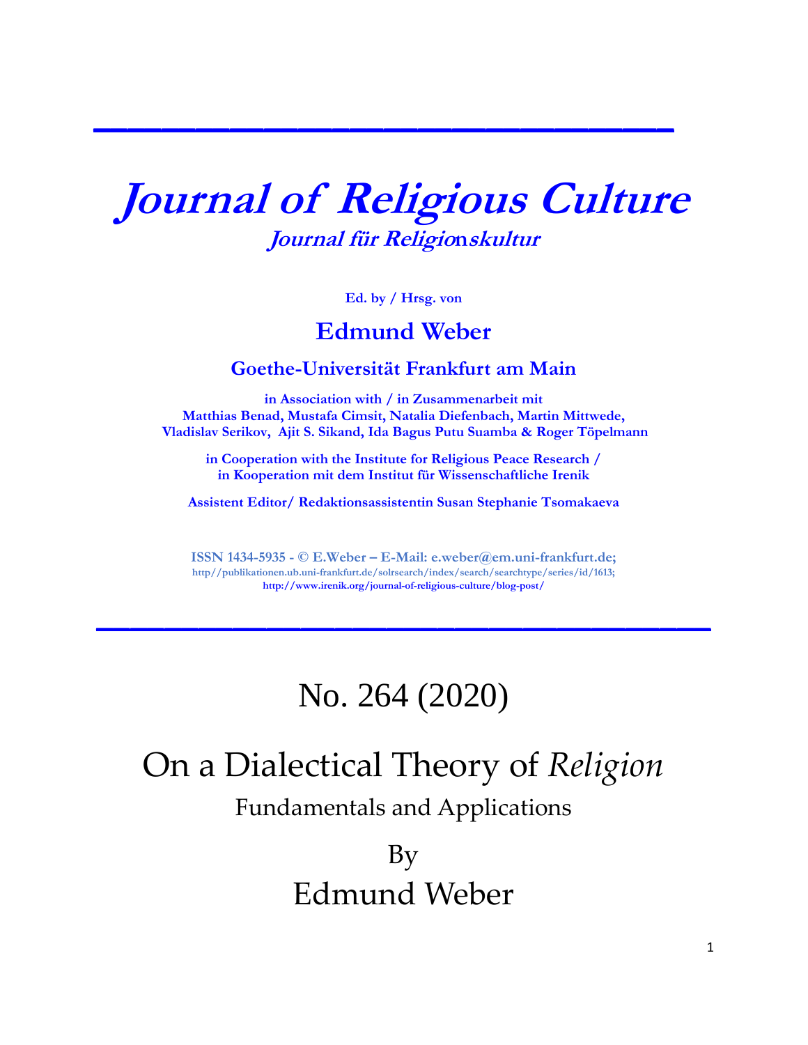# *Journal of Religious Culture*

## *Journal für Religionskultur*

**Ed. by / Hrsg. von**

## **Edmund Weber**

**Goethe-Universität Frankfurt am Main**

**in Association with / in Zusammenarbeit mit**
**Matthias Benad, Mustafa Cimsit, Natalia Diefenbach, Martin Mittwede, Vladislav Serikov, Ajit S. Sikand, Ida Bagus Putu Suamba & Roger Töpelmann**

**in Cooperation with the Institute for Religious Peace Research / in Kooperation mit dem Institut für Wissenschaftliche Irenik**

**Assistent Editor/ Redaktionsassistentin Susan Stephanie Tsomakaeva**

**ISSN 1434-5935 - © E.Weber – E-Mail: e.weber@em.uni-frankfurt.de;**
**http//publikationen.ub.uni-frankfurt.de/solrsearch/index/search/searchtype/series/id/1613;**
**http://www.irenik.org/journal-of-religious-culture/blog-post/**

---

## No. 264 (2020)

# On a Dialectical Theory of *Religion*

### Fundamentals and Applications

By

Edmund Weber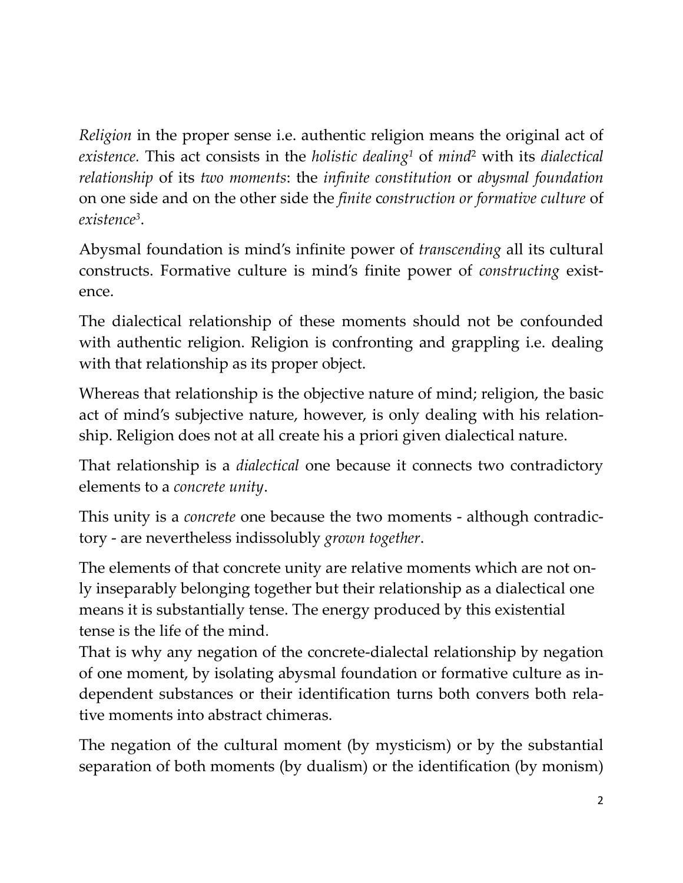*Religion* in the proper sense i.e. authentic religion means the original act of *existence.* This act consists in the *holistic dealing*[1] of *mind*[2] with its *dialectical relationship* of its *two moments*: the *infinite constitution* or *abysmal foundation* on one side and on the other side the *finite* c*onstruction or formative culture* of *existence*[3].

Abysmal foundation is mind's infinite power of *transcending* all its cultural constructs. Formative culture is mind's finite power of *constructing* existence.

The dialectical relationship of these moments should not be confounded with authentic religion. Religion is confronting and grappling i.e. dealing with that relationship as its proper object.

Whereas that relationship is the objective nature of mind; religion, the basic act of mind's subjective nature, however, is only dealing with his relationship. Religion does not at all create his a priori given dialectical nature.

That relationship is a *dialectical* one because it connects two contradictory elements to a *concrete unity*.

This unity is a *concrete* one because the two moments - although contradictory - are nevertheless indissolubly *grown together*.

The elements of that concrete unity are relative moments which are not only inseparably belonging together but their relationship as a dialectical one means it is substantially tense. The energy produced by this existential tense is the life of the mind.

That is why any negation of the concrete-dialectal relationship by negation of one moment, by isolating abysmal foundation or formative culture as independent substances or their identification turns both convers both relative moments into abstract chimeras.

The negation of the cultural moment (by mysticism) or by the substantial separation of both moments (by dualism) or the identification (by monism)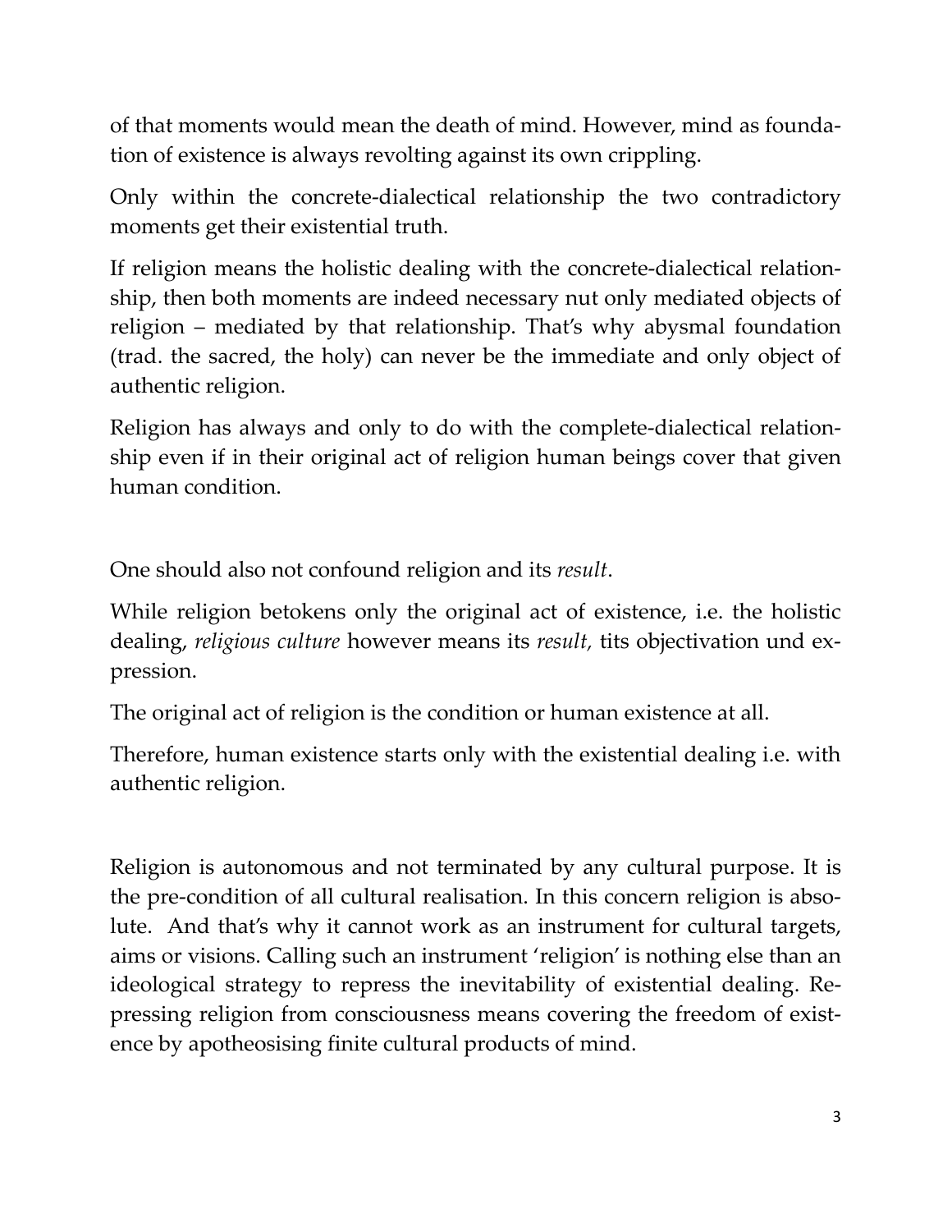of that moments would mean the death of mind. However, mind as foundation of existence is always revolting against its own crippling.

Only within the concrete-dialectical relationship the two contradictory moments get their existential truth.

If religion means the holistic dealing with the concrete-dialectical relationship, then both moments are indeed necessary nut only mediated objects of religion – mediated by that relationship. That's why abysmal foundation (trad. the sacred, the holy) can never be the immediate and only object of authentic religion.

Religion has always and only to do with the complete-dialectical relationship even if in their original act of religion human beings cover that given human condition.

One should also not confound religion and its *result*.

While religion betokens only the original act of existence, i.e. the holistic dealing, *religious culture* however means its *result,* tits objectivation und expression.

The original act of religion is the condition or human existence at all.

Therefore, human existence starts only with the existential dealing i.e. with authentic religion.

Religion is autonomous and not terminated by any cultural purpose. It is the pre-condition of all cultural realisation. In this concern religion is absolute. And that's why it cannot work as an instrument for cultural targets, aims or visions. Calling such an instrument 'religion' is nothing else than an ideological strategy to repress the inevitability of existential dealing. Repressing religion from consciousness means covering the freedom of existence by apotheosising finite cultural products of mind.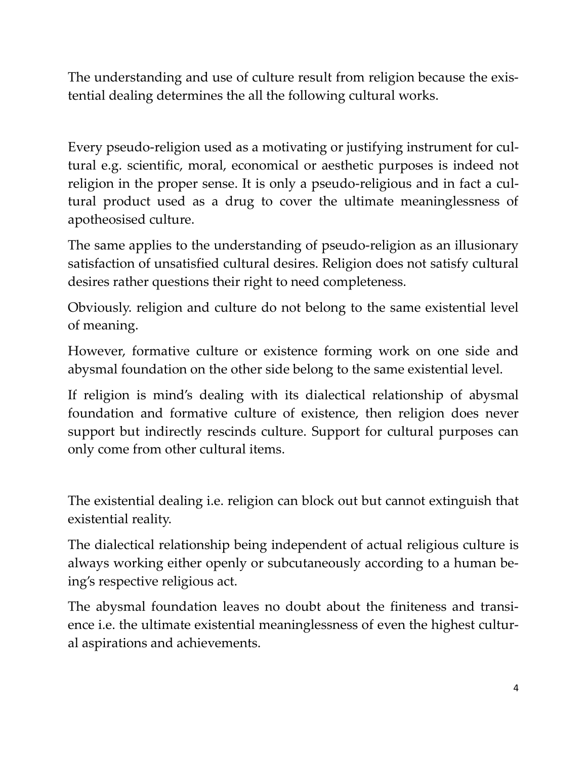The understanding and use of culture result from religion because the existential dealing determines the all the following cultural works.

Every pseudo-religion used as a motivating or justifying instrument for cultural e.g. scientific, moral, economical or aesthetic purposes is indeed not religion in the proper sense. It is only a pseudo-religious and in fact a cultural product used as a drug to cover the ultimate meaninglessness of apotheosised culture.

The same applies to the understanding of pseudo-religion as an illusionary satisfaction of unsatisfied cultural desires. Religion does not satisfy cultural desires rather questions their right to need completeness.

Obviously. religion and culture do not belong to the same existential level of meaning.

However, formative culture or existence forming work on one side and abysmal foundation on the other side belong to the same existential level.

If religion is mind's dealing with its dialectical relationship of abysmal foundation and formative culture of existence, then religion does never support but indirectly rescinds culture. Support for cultural purposes can only come from other cultural items.

The existential dealing i.e. religion can block out but cannot extinguish that existential reality.

The dialectical relationship being independent of actual religious culture is always working either openly or subcutaneously according to a human being's respective religious act.

The abysmal foundation leaves no doubt about the finiteness and transience i.e. the ultimate existential meaninglessness of even the highest cultural aspirations and achievements.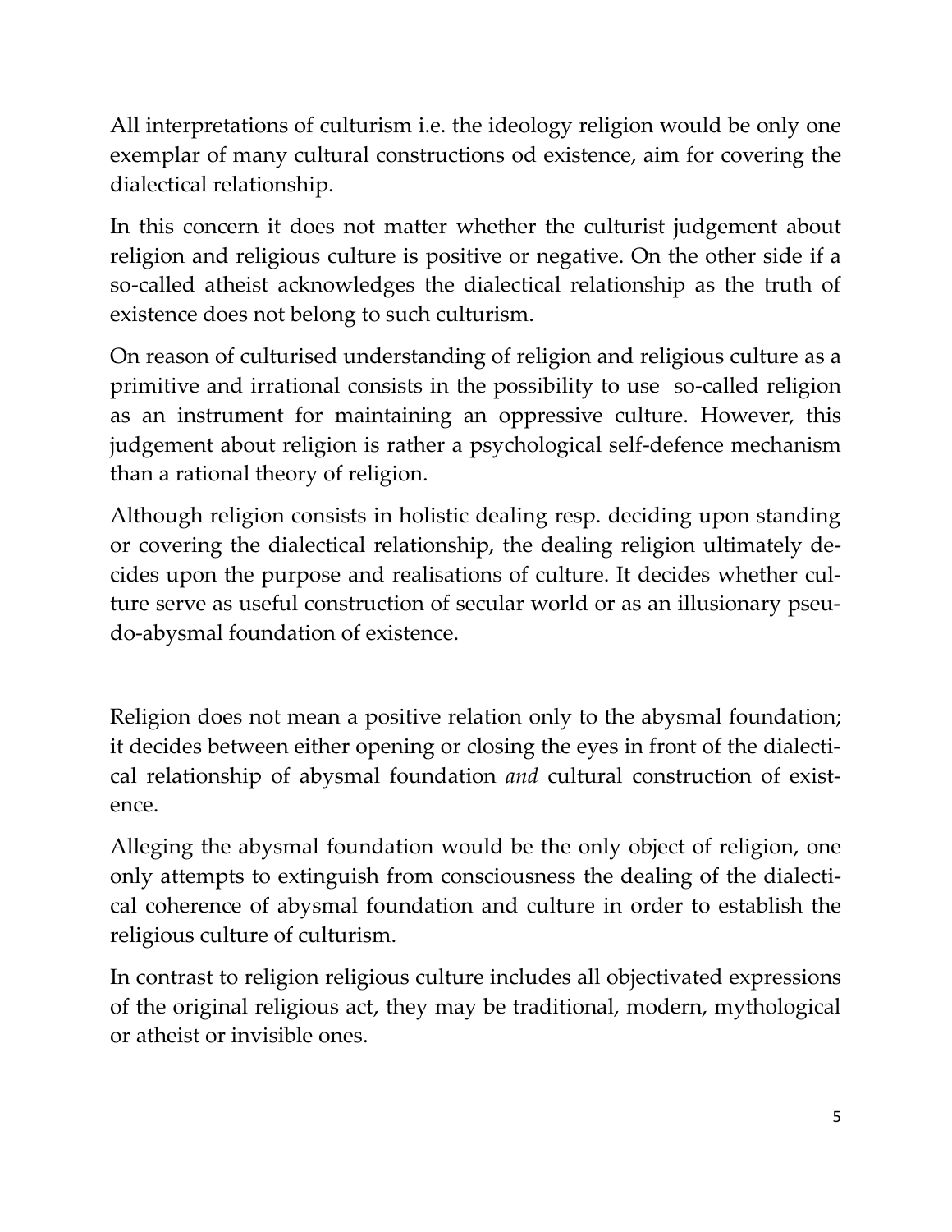All interpretations of culturism i.e. the ideology religion would be only one exemplar of many cultural constructions od existence, aim for covering the dialectical relationship.

In this concern it does not matter whether the culturist judgement about religion and religious culture is positive or negative. On the other side if a so-called atheist acknowledges the dialectical relationship as the truth of existence does not belong to such culturism.

On reason of culturised understanding of religion and religious culture as a primitive and irrational consists in the possibility to use so-called religion as an instrument for maintaining an oppressive culture. However, this judgement about religion is rather a psychological self-defence mechanism than a rational theory of religion.

Although religion consists in holistic dealing resp. deciding upon standing or covering the dialectical relationship, the dealing religion ultimately decides upon the purpose and realisations of culture. It decides whether culture serve as useful construction of secular world or as an illusionary pseudo-abysmal foundation of existence.

Religion does not mean a positive relation only to the abysmal foundation; it decides between either opening or closing the eyes in front of the dialectical relationship of abysmal foundation *and* cultural construction of existence.

Alleging the abysmal foundation would be the only object of religion, one only attempts to extinguish from consciousness the dealing of the dialectical coherence of abysmal foundation and culture in order to establish the religious culture of culturism.

In contrast to religion religious culture includes all objectivated expressions of the original religious act, they may be traditional, modern, mythological or atheist or invisible ones.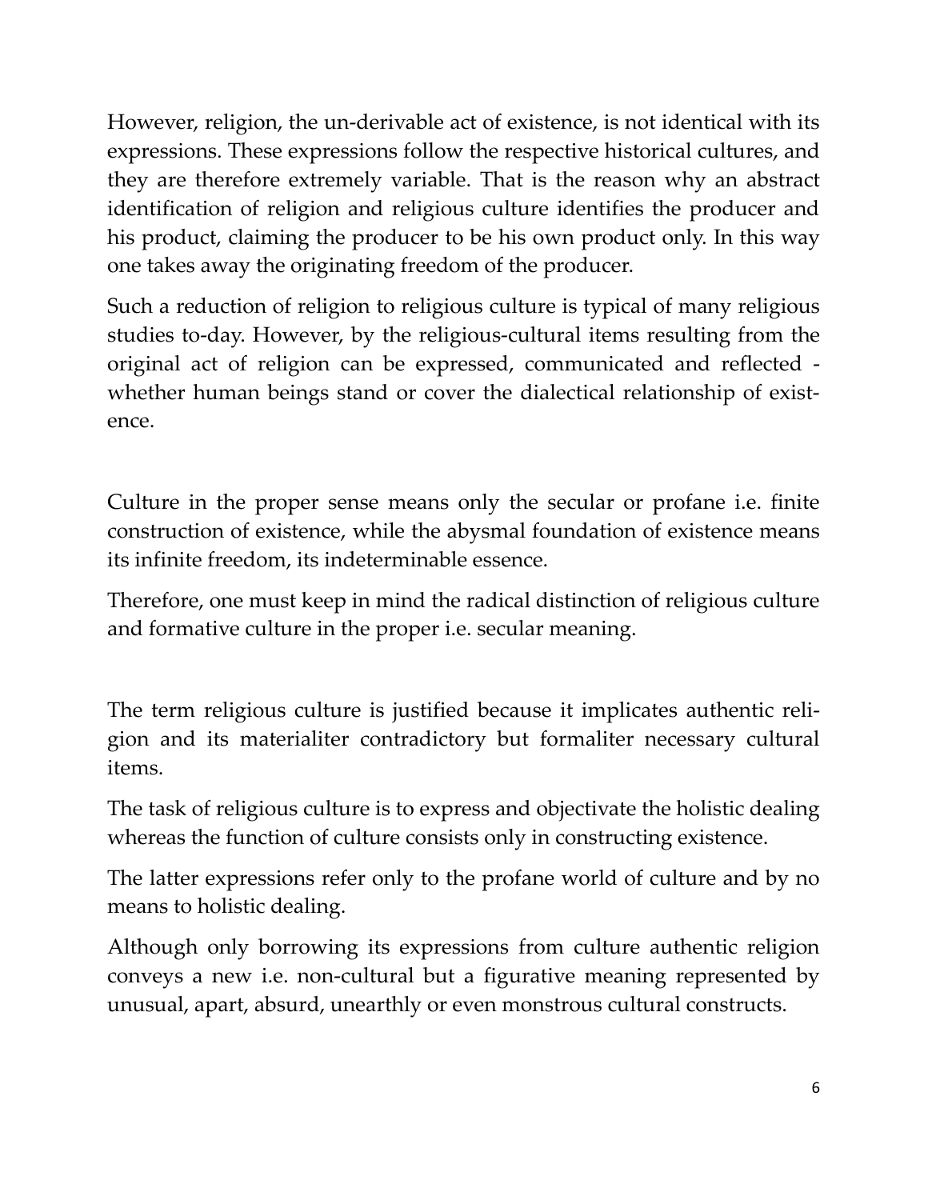However, religion, the un-derivable act of existence, is not identical with its expressions. These expressions follow the respective historical cultures, and they are therefore extremely variable. That is the reason why an abstract identification of religion and religious culture identifies the producer and his product, claiming the producer to be his own product only. In this way one takes away the originating freedom of the producer.

Such a reduction of religion to religious culture is typical of many religious studies to-day. However, by the religious-cultural items resulting from the original act of religion can be expressed, communicated and reflected - whether human beings stand or cover the dialectical relationship of existence.

Culture in the proper sense means only the secular or profane i.e. finite construction of existence, while the abysmal foundation of existence means its infinite freedom, its indeterminable essence.

Therefore, one must keep in mind the radical distinction of religious culture and formative culture in the proper i.e. secular meaning.

The term religious culture is justified because it implicates authentic religion and its materialiter contradictory but formaliter necessary cultural items.

The task of religious culture is to express and objectivate the holistic dealing whereas the function of culture consists only in constructing existence.

The latter expressions refer only to the profane world of culture and by no means to holistic dealing.

Although only borrowing its expressions from culture authentic religion conveys a new i.e. non-cultural but a figurative meaning represented by unusual, apart, absurd, unearthly or even monstrous cultural constructs.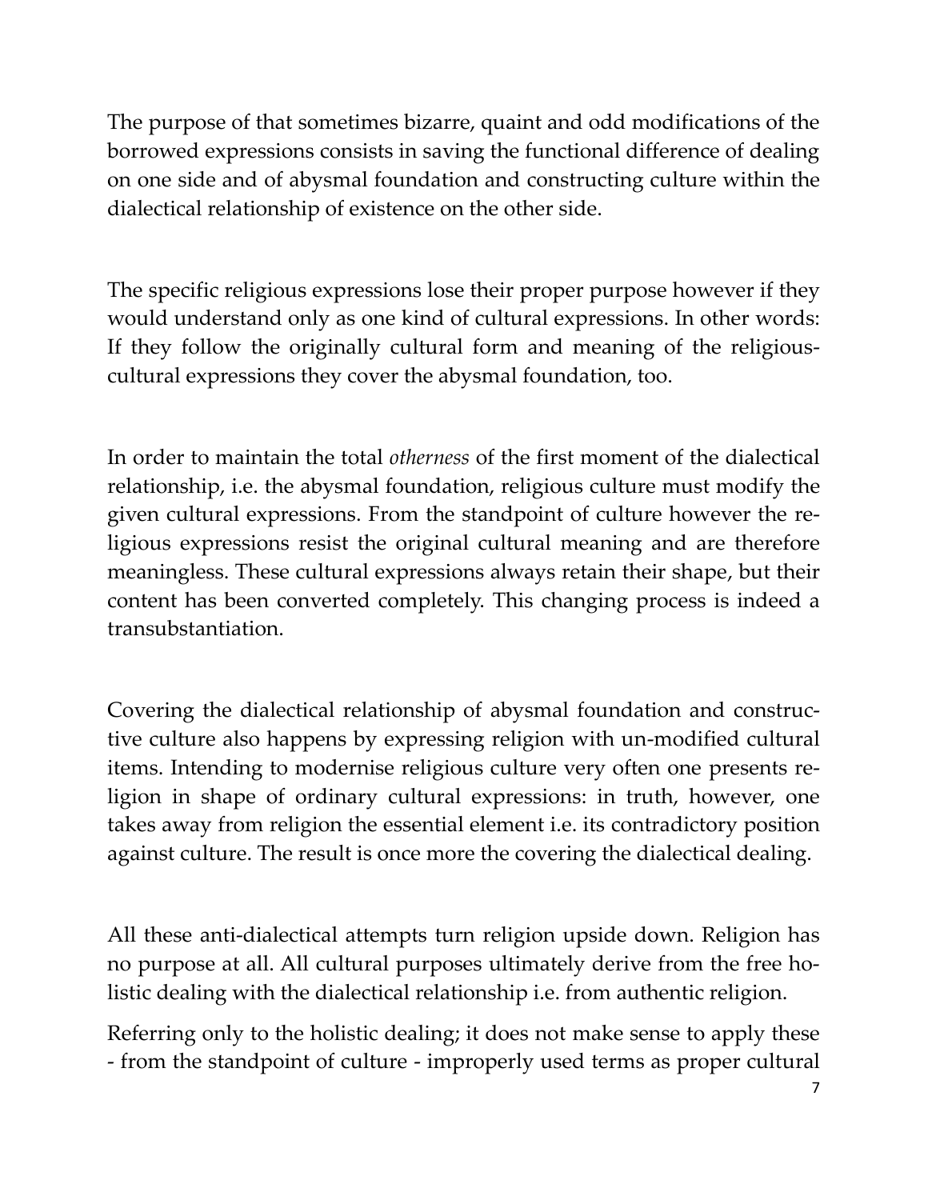The purpose of that sometimes bizarre, quaint and odd modifications of the borrowed expressions consists in saving the functional difference of dealing on one side and of abysmal foundation and constructing culture within the dialectical relationship of existence on the other side.

The specific religious expressions lose their proper purpose however if they would understand only as one kind of cultural expressions. In other words: If they follow the originally cultural form and meaning of the religious-cultural expressions they cover the abysmal foundation, too.

In order to maintain the total *otherness* of the first moment of the dialectical relationship, i.e. the abysmal foundation, religious culture must modify the given cultural expressions. From the standpoint of culture however the religious expressions resist the original cultural meaning and are therefore meaningless. These cultural expressions always retain their shape, but their content has been converted completely. This changing process is indeed a transubstantiation.

Covering the dialectical relationship of abysmal foundation and constructive culture also happens by expressing religion with un-modified cultural items. Intending to modernise religious culture very often one presents religion in shape of ordinary cultural expressions: in truth, however, one takes away from religion the essential element i.e. its contradictory position against culture. The result is once more the covering the dialectical dealing.

All these anti-dialectical attempts turn religion upside down. Religion has no purpose at all. All cultural purposes ultimately derive from the free holistic dealing with the dialectical relationship i.e. from authentic religion.

Referring only to the holistic dealing; it does not make sense to apply these - from the standpoint of culture - improperly used terms as proper cultural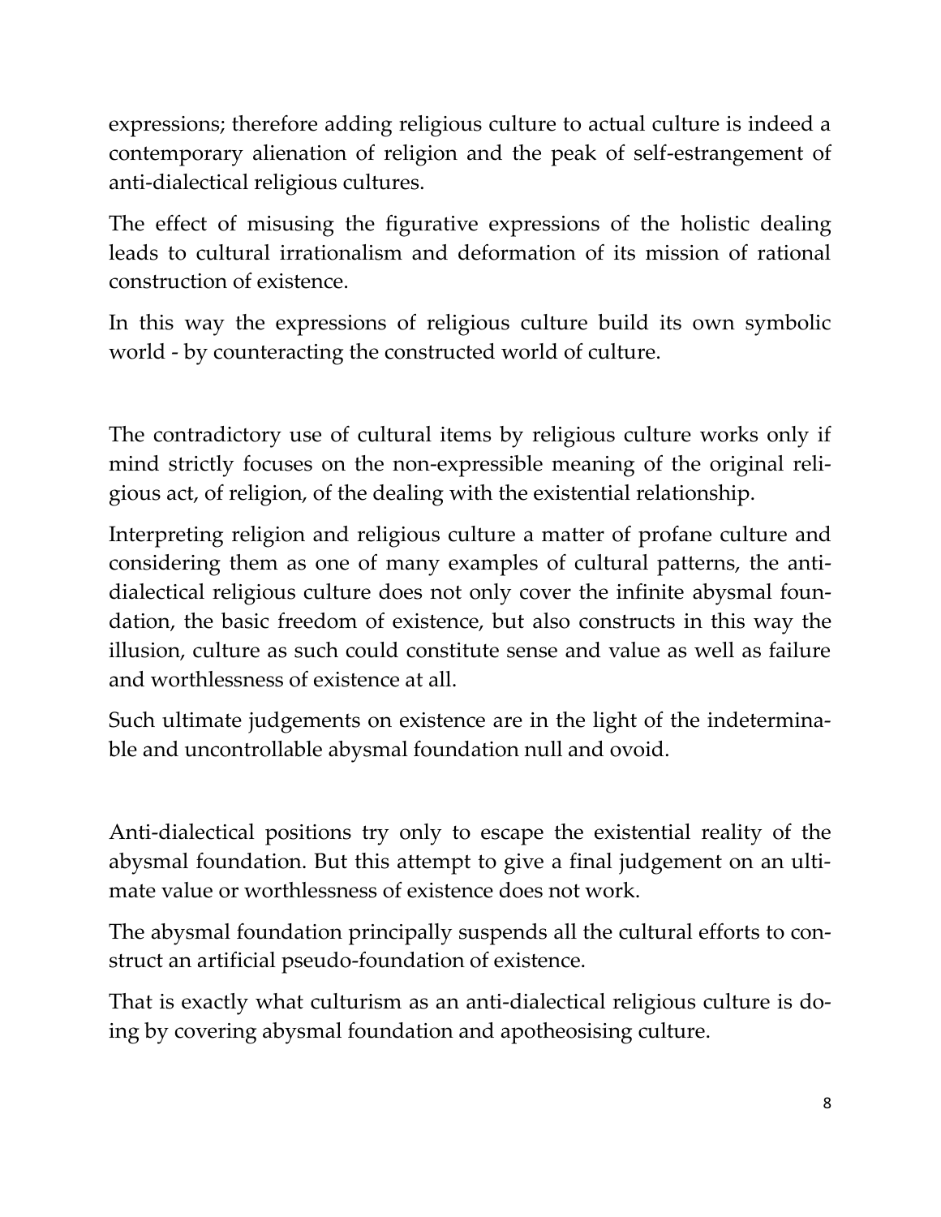expressions; therefore adding religious culture to actual culture is indeed a contemporary alienation of religion and the peak of self-estrangement of anti-dialectical religious cultures.

The effect of misusing the figurative expressions of the holistic dealing leads to cultural irrationalism and deformation of its mission of rational construction of existence.

In this way the expressions of religious culture build its own symbolic world - by counteracting the constructed world of culture.

The contradictory use of cultural items by religious culture works only if mind strictly focuses on the non-expressible meaning of the original religious act, of religion, of the dealing with the existential relationship.

Interpreting religion and religious culture a matter of profane culture and considering them as one of many examples of cultural patterns, the anti-dialectical religious culture does not only cover the infinite abysmal foundation, the basic freedom of existence, but also constructs in this way the illusion, culture as such could constitute sense and value as well as failure and worthlessness of existence at all.

Such ultimate judgements on existence are in the light of the indeterminable and uncontrollable abysmal foundation null and ovoid.

Anti-dialectical positions try only to escape the existential reality of the abysmal foundation. But this attempt to give a final judgement on an ultimate value or worthlessness of existence does not work.

The abysmal foundation principally suspends all the cultural efforts to construct an artificial pseudo-foundation of existence.

That is exactly what culturism as an anti-dialectical religious culture is doing by covering abysmal foundation and apotheosising culture.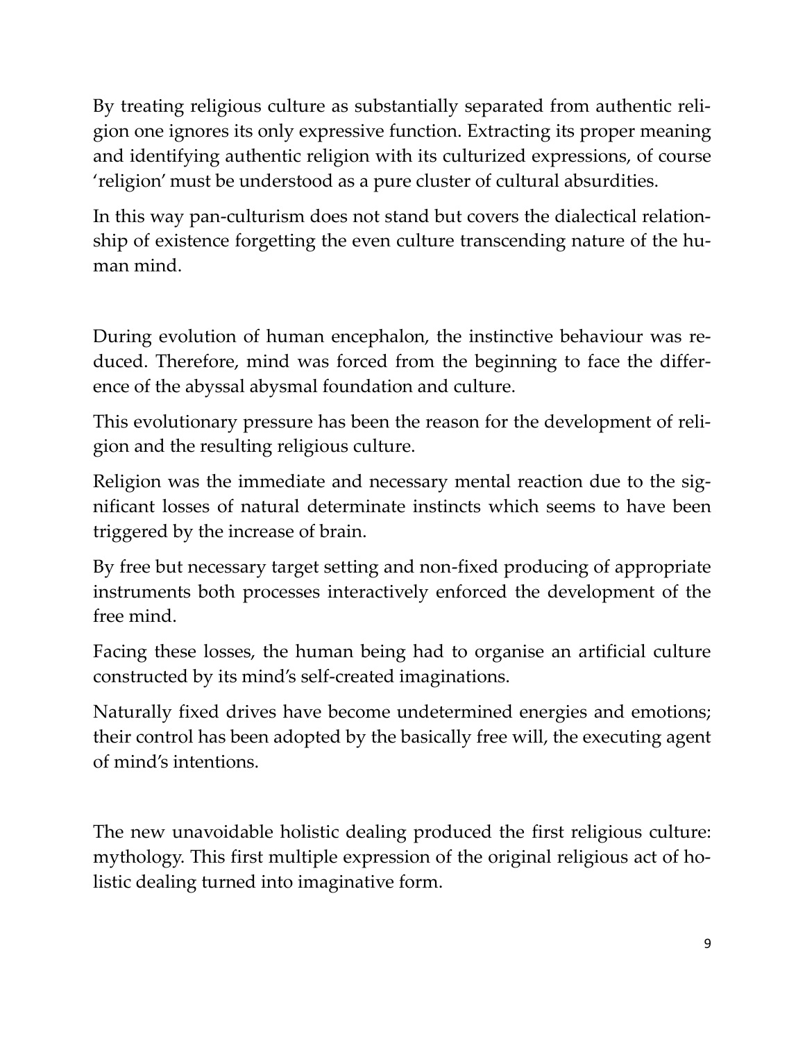By treating religious culture as substantially separated from authentic religion one ignores its only expressive function. Extracting its proper meaning and identifying authentic religion with its culturized expressions, of course 'religion' must be understood as a pure cluster of cultural absurdities.

In this way pan-culturism does not stand but covers the dialectical relationship of existence forgetting the even culture transcending nature of the human mind.

During evolution of human encephalon, the instinctive behaviour was reduced. Therefore, mind was forced from the beginning to face the difference of the abyssal abysmal foundation and culture.

This evolutionary pressure has been the reason for the development of religion and the resulting religious culture.

Religion was the immediate and necessary mental reaction due to the significant losses of natural determinate instincts which seems to have been triggered by the increase of brain.

By free but necessary target setting and non-fixed producing of appropriate instruments both processes interactively enforced the development of the free mind.

Facing these losses, the human being had to organise an artificial culture constructed by its mind's self-created imaginations.

Naturally fixed drives have become undetermined energies and emotions; their control has been adopted by the basically free will, the executing agent of mind's intentions.

The new unavoidable holistic dealing produced the first religious culture: mythology. This first multiple expression of the original religious act of holistic dealing turned into imaginative form.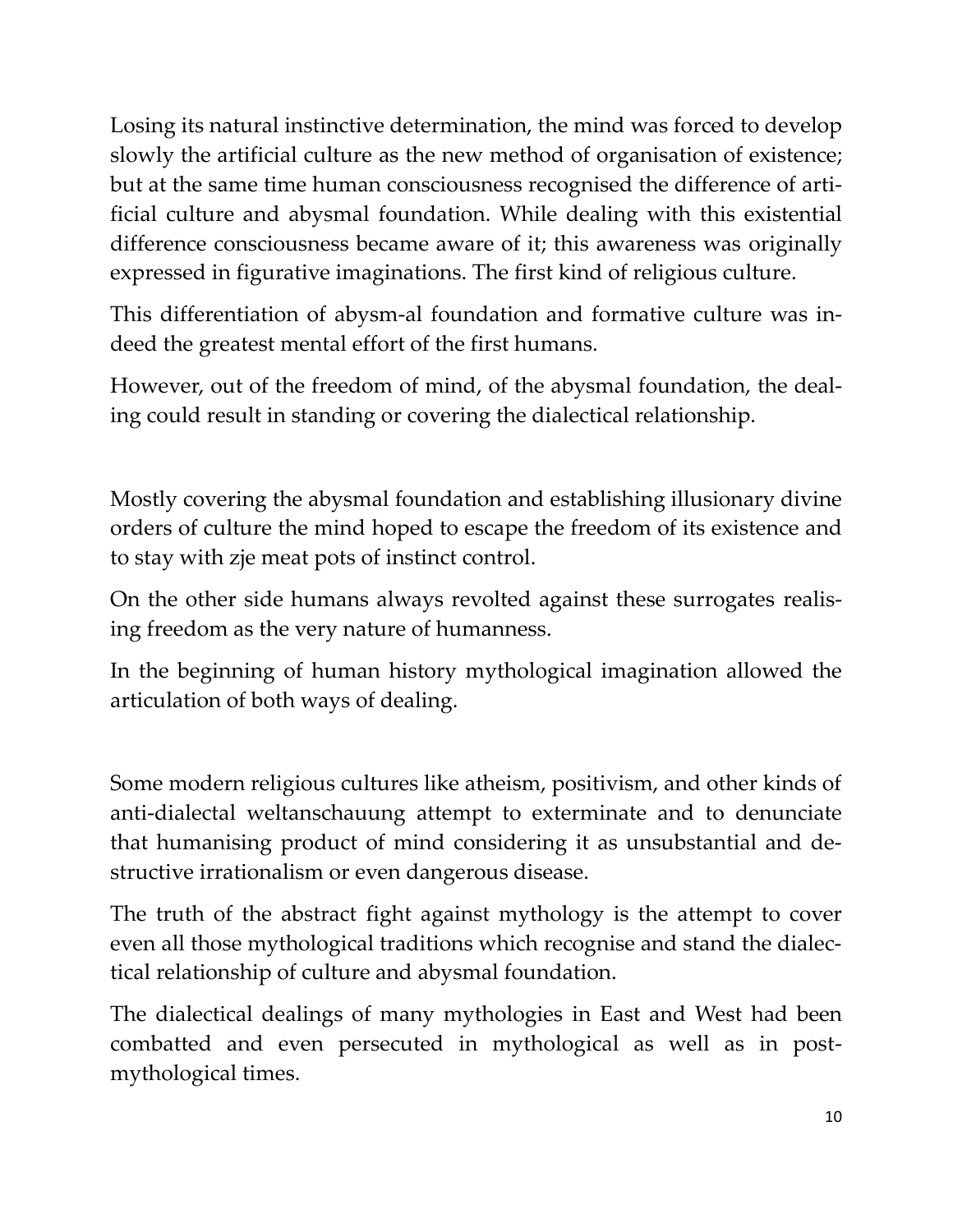Losing its natural instinctive determination, the mind was forced to develop slowly the artificial culture as the new method of organisation of existence; but at the same time human consciousness recognised the difference of artificial culture and abysmal foundation. While dealing with this existential difference consciousness became aware of it; this awareness was originally expressed in figurative imaginations. The first kind of religious culture.

This differentiation of abysm-al foundation and formative culture was indeed the greatest mental effort of the first humans.

However, out of the freedom of mind, of the abysmal foundation, the dealing could result in standing or covering the dialectical relationship.

Mostly covering the abysmal foundation and establishing illusionary divine orders of culture the mind hoped to escape the freedom of its existence and to stay with zje meat pots of instinct control.

On the other side humans always revolted against these surrogates realising freedom as the very nature of humanness.

In the beginning of human history mythological imagination allowed the articulation of both ways of dealing.

Some modern religious cultures like atheism, positivism, and other kinds of anti-dialectal weltanschauung attempt to exterminate and to denunciate that humanising product of mind considering it as unsubstantial and destructive irrationalism or even dangerous disease.

The truth of the abstract fight against mythology is the attempt to cover even all those mythological traditions which recognise and stand the dialectical relationship of culture and abysmal foundation.

The dialectical dealings of many mythologies in East and West had been combatted and even persecuted in mythological as well as in post-mythological times.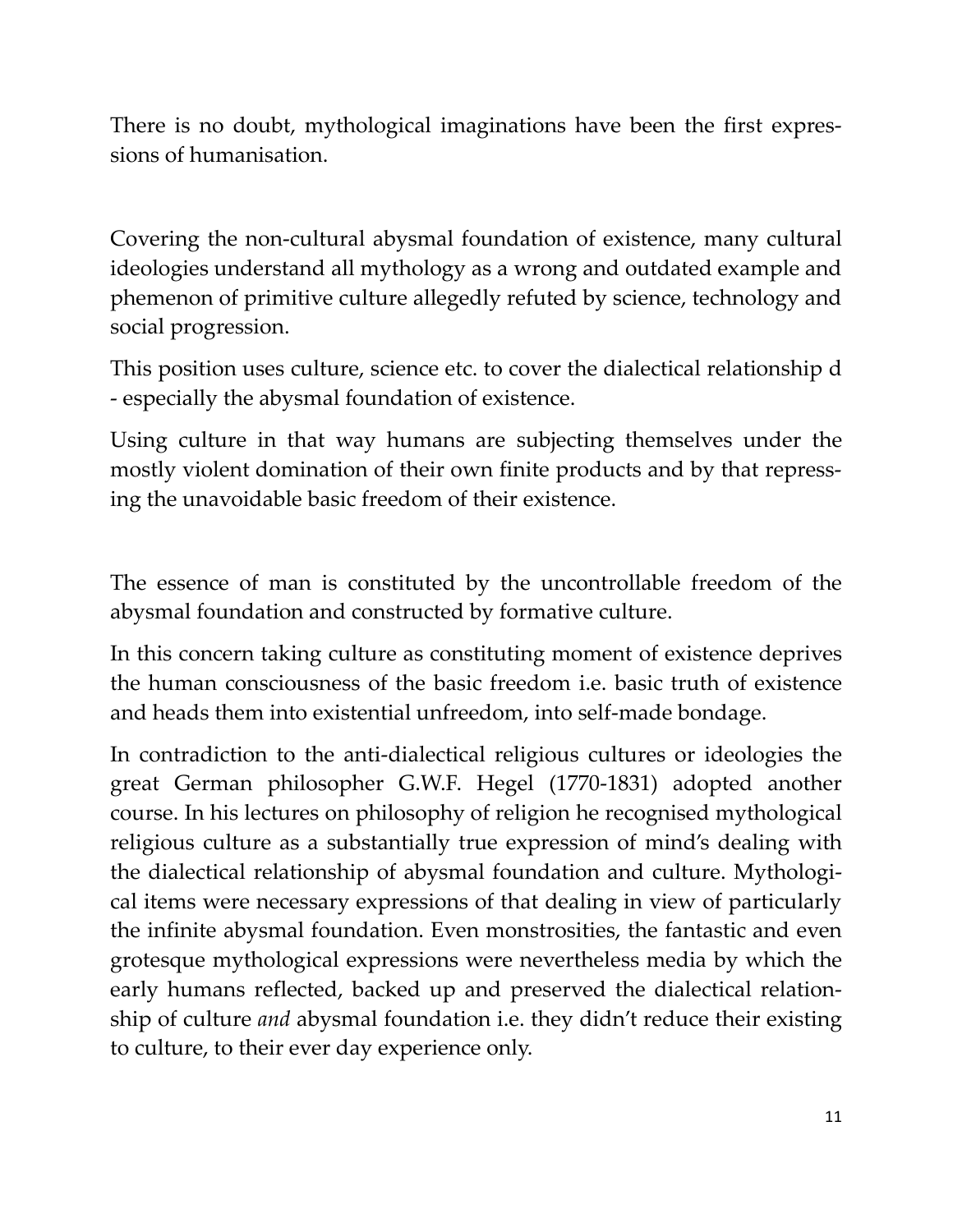There is no doubt, mythological imaginations have been the first expressions of humanisation.

Covering the non-cultural abysmal foundation of existence, many cultural ideologies understand all mythology as a wrong and outdated example and phemenon of primitive culture allegedly refuted by science, technology and social progression.

This position uses culture, science etc. to cover the dialectical relationship d - especially the abysmal foundation of existence.

Using culture in that way humans are subjecting themselves under the mostly violent domination of their own finite products and by that repressing the unavoidable basic freedom of their existence.

The essence of man is constituted by the uncontrollable freedom of the abysmal foundation and constructed by formative culture.

In this concern taking culture as constituting moment of existence deprives the human consciousness of the basic freedom i.e. basic truth of existence and heads them into existential unfreedom, into self-made bondage.

In contradiction to the anti-dialectical religious cultures or ideologies the great German philosopher G.W.F. Hegel (1770-1831) adopted another course. In his lectures on philosophy of religion he recognised mythological religious culture as a substantially true expression of mind's dealing with the dialectical relationship of abysmal foundation and culture. Mythological items were necessary expressions of that dealing in view of particularly the infinite abysmal foundation. Even monstrosities, the fantastic and even grotesque mythological expressions were nevertheless media by which the early humans reflected, backed up and preserved the dialectical relationship of culture *and* abysmal foundation i.e. they didn't reduce their existing to culture, to their ever day experience only.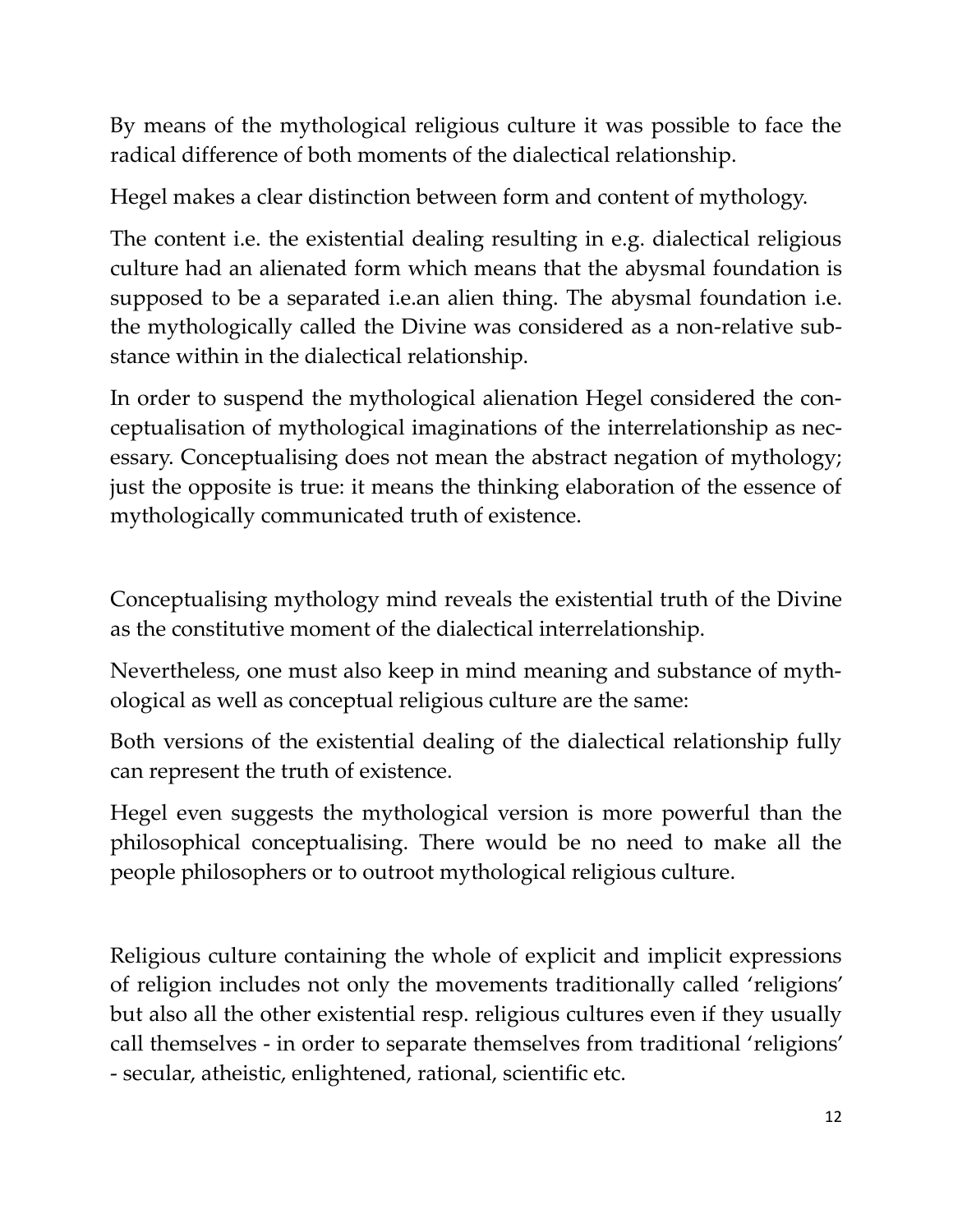By means of the mythological religious culture it was possible to face the radical difference of both moments of the dialectical relationship.

Hegel makes a clear distinction between form and content of mythology.

The content i.e. the existential dealing resulting in e.g. dialectical religious culture had an alienated form which means that the abysmal foundation is supposed to be a separated i.e.an alien thing. The abysmal foundation i.e. the mythologically called the Divine was considered as a non-relative substance within in the dialectical relationship.

In order to suspend the mythological alienation Hegel considered the conceptualisation of mythological imaginations of the interrelationship as necessary. Conceptualising does not mean the abstract negation of mythology; just the opposite is true: it means the thinking elaboration of the essence of mythologically communicated truth of existence.

Conceptualising mythology mind reveals the existential truth of the Divine as the constitutive moment of the dialectical interrelationship.

Nevertheless, one must also keep in mind meaning and substance of mythological as well as conceptual religious culture are the same:

Both versions of the existential dealing of the dialectical relationship fully can represent the truth of existence.

Hegel even suggests the mythological version is more powerful than the philosophical conceptualising. There would be no need to make all the people philosophers or to outroot mythological religious culture.

Religious culture containing the whole of explicit and implicit expressions of religion includes not only the movements traditionally called 'religions' but also all the other existential resp. religious cultures even if they usually call themselves - in order to separate themselves from traditional 'religions' - secular, atheistic, enlightened, rational, scientific etc.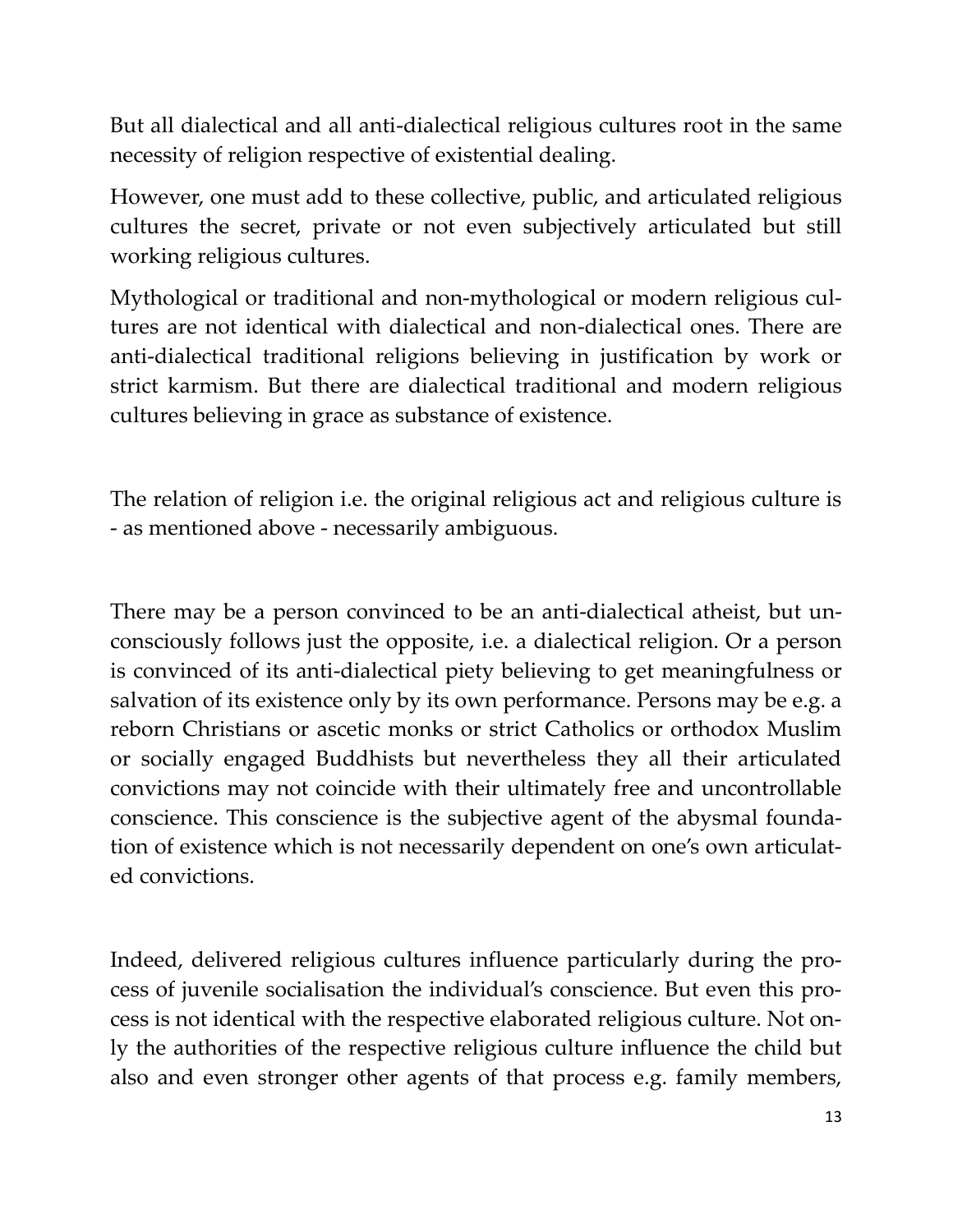But all dialectical and all anti-dialectical religious cultures root in the same necessity of religion respective of existential dealing.

However, one must add to these collective, public, and articulated religious cultures the secret, private or not even subjectively articulated but still working religious cultures.

Mythological or traditional and non-mythological or modern religious cultures are not identical with dialectical and non-dialectical ones. There are anti-dialectical traditional religions believing in justification by work or strict karmism. But there are dialectical traditional and modern religious cultures believing in grace as substance of existence.

The relation of religion i.e. the original religious act and religious culture is - as mentioned above - necessarily ambiguous.

There may be a person convinced to be an anti-dialectical atheist, but unconsciously follows just the opposite, i.e. a dialectical religion. Or a person is convinced of its anti-dialectical piety believing to get meaningfulness or salvation of its existence only by its own performance. Persons may be e.g. a reborn Christians or ascetic monks or strict Catholics or orthodox Muslim or socially engaged Buddhists but nevertheless they all their articulated convictions may not coincide with their ultimately free and uncontrollable conscience. This conscience is the subjective agent of the abysmal foundation of existence which is not necessarily dependent on one's own articulated convictions.

Indeed, delivered religious cultures influence particularly during the process of juvenile socialisation the individual's conscience. But even this process is not identical with the respective elaborated religious culture. Not only the authorities of the respective religious culture influence the child but also and even stronger other agents of that process e.g. family members,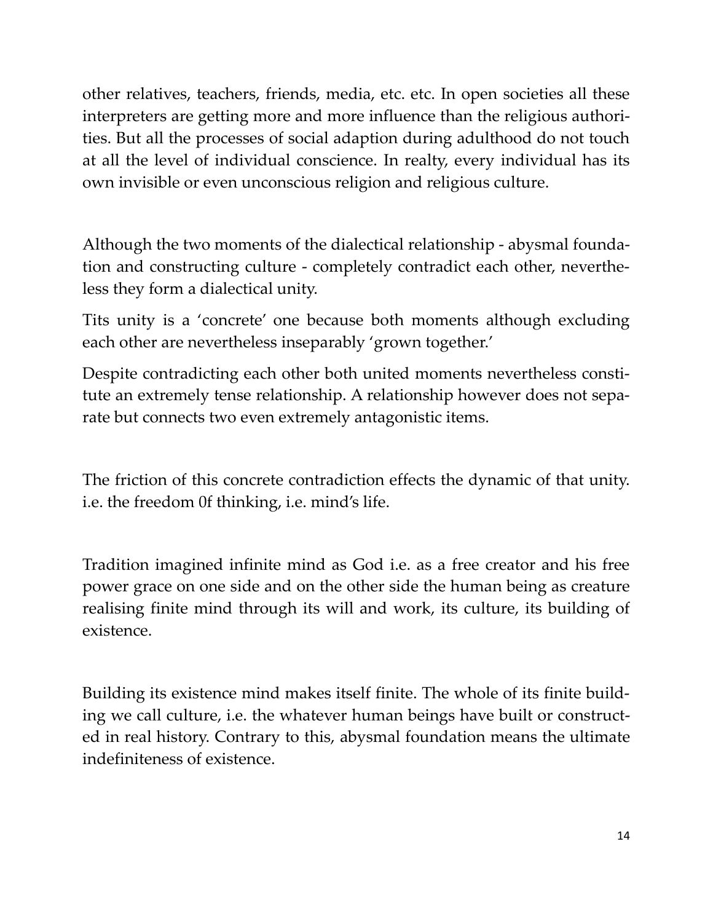other relatives, teachers, friends, media, etc. etc. In open societies all these interpreters are getting more and more influence than the religious authorities. But all the processes of social adaption during adulthood do not touch at all the level of individual conscience. In realty, every individual has its own invisible or even unconscious religion and religious culture.

Although the two moments of the dialectical relationship - abysmal foundation and constructing culture - completely contradict each other, nevertheless they form a dialectical unity.

Tits unity is a 'concrete' one because both moments although excluding each other are nevertheless inseparably 'grown together.'

Despite contradicting each other both united moments nevertheless constitute an extremely tense relationship. A relationship however does not separate but connects two even extremely antagonistic items.

The friction of this concrete contradiction effects the dynamic of that unity. i.e. the freedom 0f thinking, i.e. mind's life.

Tradition imagined infinite mind as God i.e. as a free creator and his free power grace on one side and on the other side the human being as creature realising finite mind through its will and work, its culture, its building of existence.

Building its existence mind makes itself finite. The whole of its finite building we call culture, i.e. the whatever human beings have built or constructed in real history. Contrary to this, abysmal foundation means the ultimate indefiniteness of existence.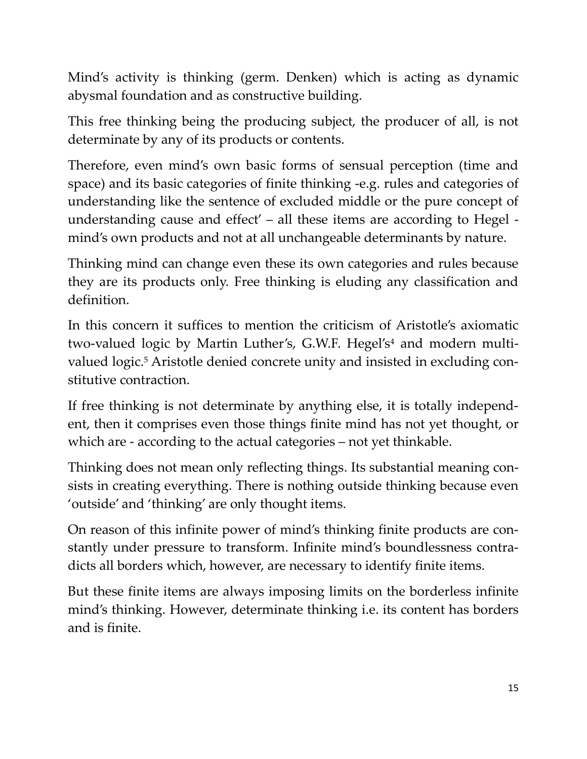Mind's activity is thinking (germ. Denken) which is acting as dynamic abysmal foundation and as constructive building.

This free thinking being the producing subject, the producer of all, is not determinate by any of its products or contents.

Therefore, even mind's own basic forms of sensual perception (time and space) and its basic categories of finite thinking -e.g. rules and categories of understanding like the sentence of excluded middle or the pure concept of understanding cause and effect' – all these items are according to Hegel - mind's own products and not at all unchangeable determinants by nature.

Thinking mind can change even these its own categories and rules because they are its products only. Free thinking is eluding any classification and definition.

In this concern it suffices to mention the criticism of Aristotle's axiomatic two-valued logic by Martin Luther's, G.W.F. Hegel's[4] and modern multi-valued logic.[5] Aristotle denied concrete unity and insisted in excluding constitutive contraction.

If free thinking is not determinate by anything else, it is totally independent, then it comprises even those things finite mind has not yet thought, or which are - according to the actual categories – not yet thinkable.

Thinking does not mean only reflecting things. Its substantial meaning consists in creating everything. There is nothing outside thinking because even 'outside' and 'thinking' are only thought items.

On reason of this infinite power of mind's thinking finite products are constantly under pressure to transform. Infinite mind's boundlessness contradicts all borders which, however, are necessary to identify finite items.

But these finite items are always imposing limits on the borderless infinite mind's thinking. However, determinate thinking i.e. its content has borders and is finite.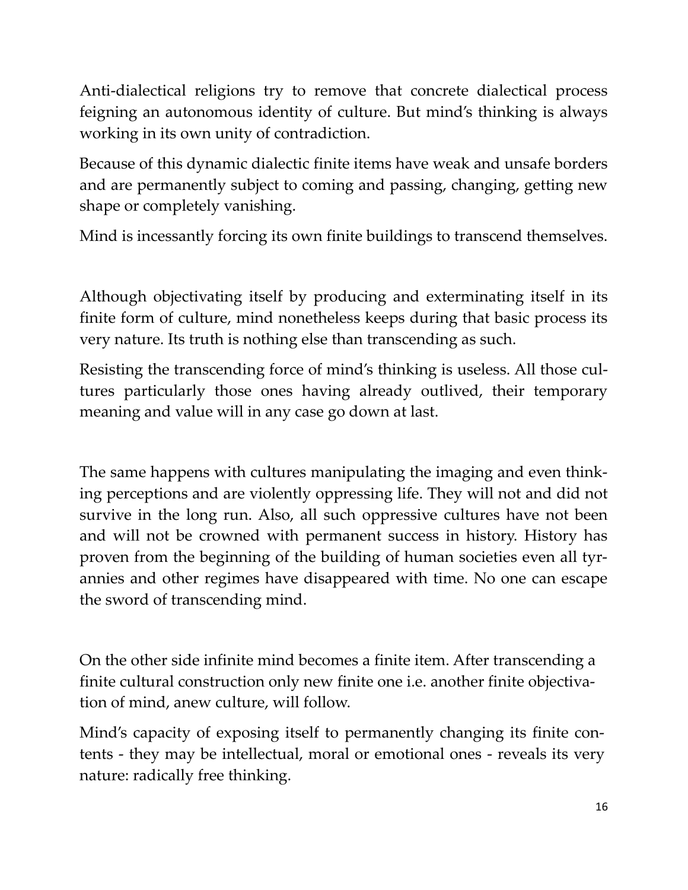Anti-dialectical religions try to remove that concrete dialectical process feigning an autonomous identity of culture. But mind's thinking is always working in its own unity of contradiction.

Because of this dynamic dialectic finite items have weak and unsafe borders and are permanently subject to coming and passing, changing, getting new shape or completely vanishing.

Mind is incessantly forcing its own finite buildings to transcend themselves.

Although objectivating itself by producing and exterminating itself in its finite form of culture, mind nonetheless keeps during that basic process its very nature. Its truth is nothing else than transcending as such.

Resisting the transcending force of mind's thinking is useless. All those cultures particularly those ones having already outlived, their temporary meaning and value will in any case go down at last.

The same happens with cultures manipulating the imaging and even thinking perceptions and are violently oppressing life. They will not and did not survive in the long run. Also, all such oppressive cultures have not been and will not be crowned with permanent success in history. History has proven from the beginning of the building of human societies even all tyrannies and other regimes have disappeared with time. No one can escape the sword of transcending mind.

On the other side infinite mind becomes a finite item. After transcending a finite cultural construction only new finite one i.e. another finite objectivation of mind, anew culture, will follow.

Mind's capacity of exposing itself to permanently changing its finite contents - they may be intellectual, moral or emotional ones - reveals its very nature: radically free thinking.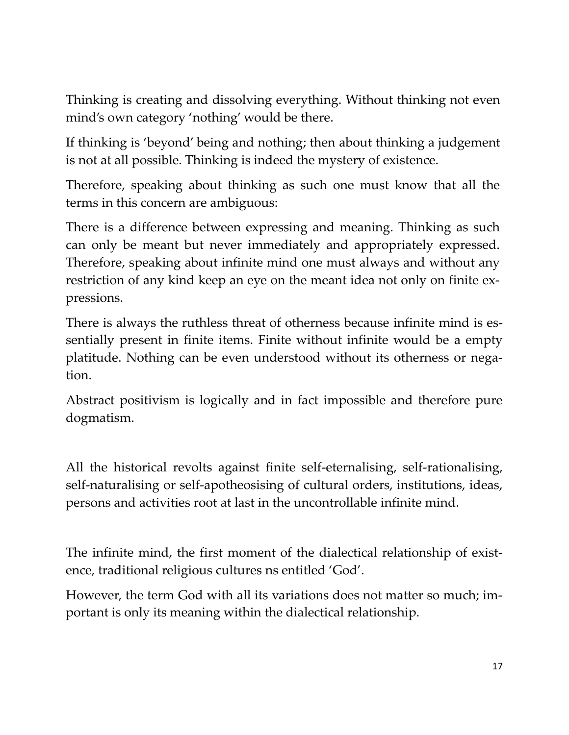Thinking is creating and dissolving everything. Without thinking not even mind's own category 'nothing' would be there.

If thinking is 'beyond' being and nothing; then about thinking a judgement is not at all possible. Thinking is indeed the mystery of existence.

Therefore, speaking about thinking as such one must know that all the terms in this concern are ambiguous:

There is a difference between expressing and meaning. Thinking as such can only be meant but never immediately and appropriately expressed. Therefore, speaking about infinite mind one must always and without any restriction of any kind keep an eye on the meant idea not only on finite expressions.

There is always the ruthless threat of otherness because infinite mind is essentially present in finite items. Finite without infinite would be a empty platitude. Nothing can be even understood without its otherness or negation.

Abstract positivism is logically and in fact impossible and therefore pure dogmatism.

All the historical revolts against finite self-eternalising, self-rationalising, self-naturalising or self-apotheosising of cultural orders, institutions, ideas, persons and activities root at last in the uncontrollable infinite mind.

The infinite mind, the first moment of the dialectical relationship of existence, traditional religious cultures ns entitled 'God'.

However, the term God with all its variations does not matter so much; important is only its meaning within the dialectical relationship.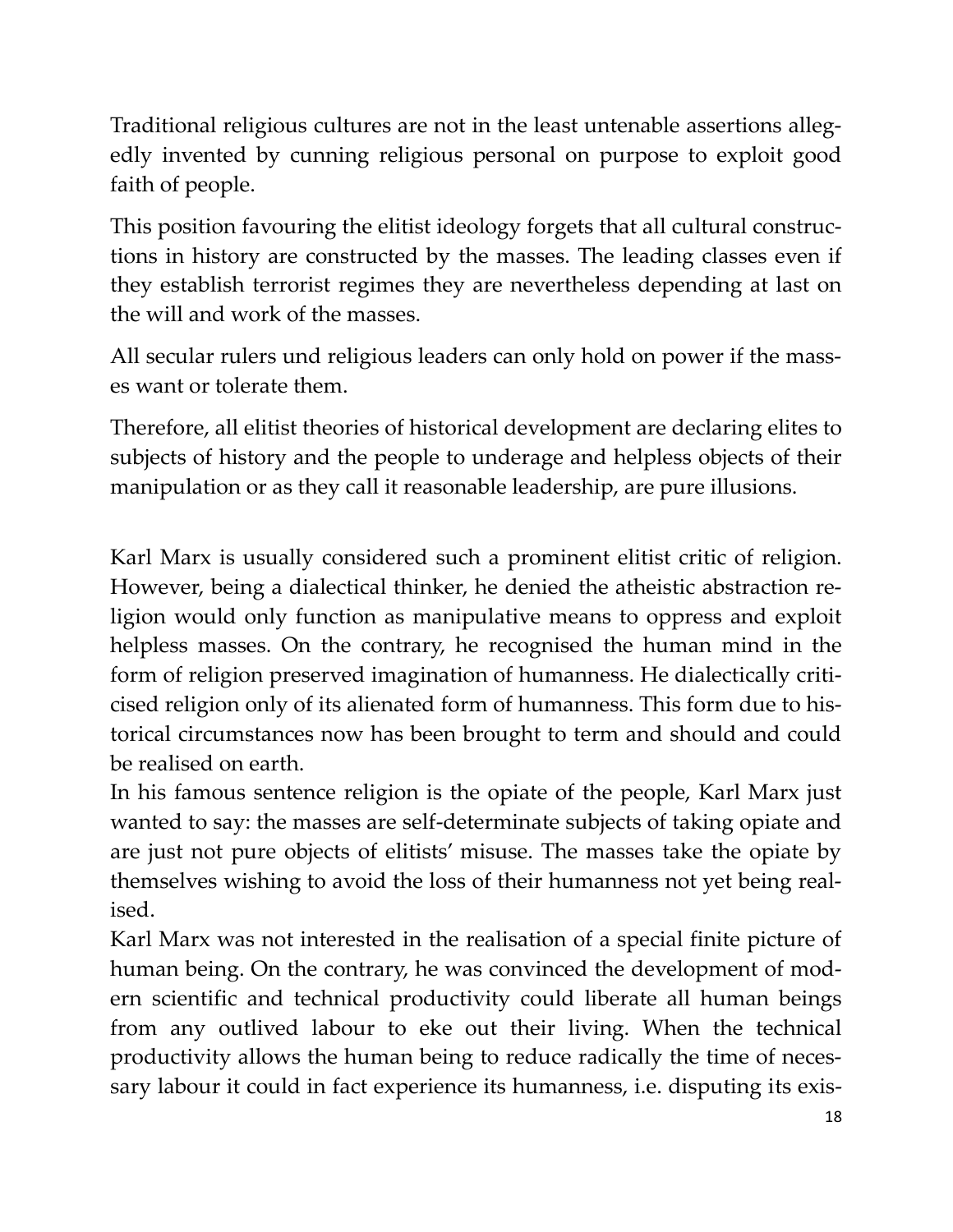Traditional religious cultures are not in the least untenable assertions allegedly invented by cunning religious personal on purpose to exploit good faith of people.

This position favouring the elitist ideology forgets that all cultural constructions in history are constructed by the masses. The leading classes even if they establish terrorist regimes they are nevertheless depending at last on the will and work of the masses.

All secular rulers und religious leaders can only hold on power if the masses want or tolerate them.

Therefore, all elitist theories of historical development are declaring elites to subjects of history and the people to underage and helpless objects of their manipulation or as they call it reasonable leadership, are pure illusions.

Karl Marx is usually considered such a prominent elitist critic of religion. However, being a dialectical thinker, he denied the atheistic abstraction religion would only function as manipulative means to oppress and exploit helpless masses. On the contrary, he recognised the human mind in the form of religion preserved imagination of humanness. He dialectically criticised religion only of its alienated form of humanness. This form due to historical circumstances now has been brought to term and should and could be realised on earth.

In his famous sentence religion is the opiate of the people, Karl Marx just wanted to say: the masses are self-determinate subjects of taking opiate and are just not pure objects of elitists' misuse. The masses take the opiate by themselves wishing to avoid the loss of their humanness not yet being realised.

Karl Marx was not interested in the realisation of a special finite picture of human being. On the contrary, he was convinced the development of modern scientific and technical productivity could liberate all human beings from any outlived labour to eke out their living. When the technical productivity allows the human being to reduce radically the time of necessary labour it could in fact experience its humanness, i.e. disputing its exis-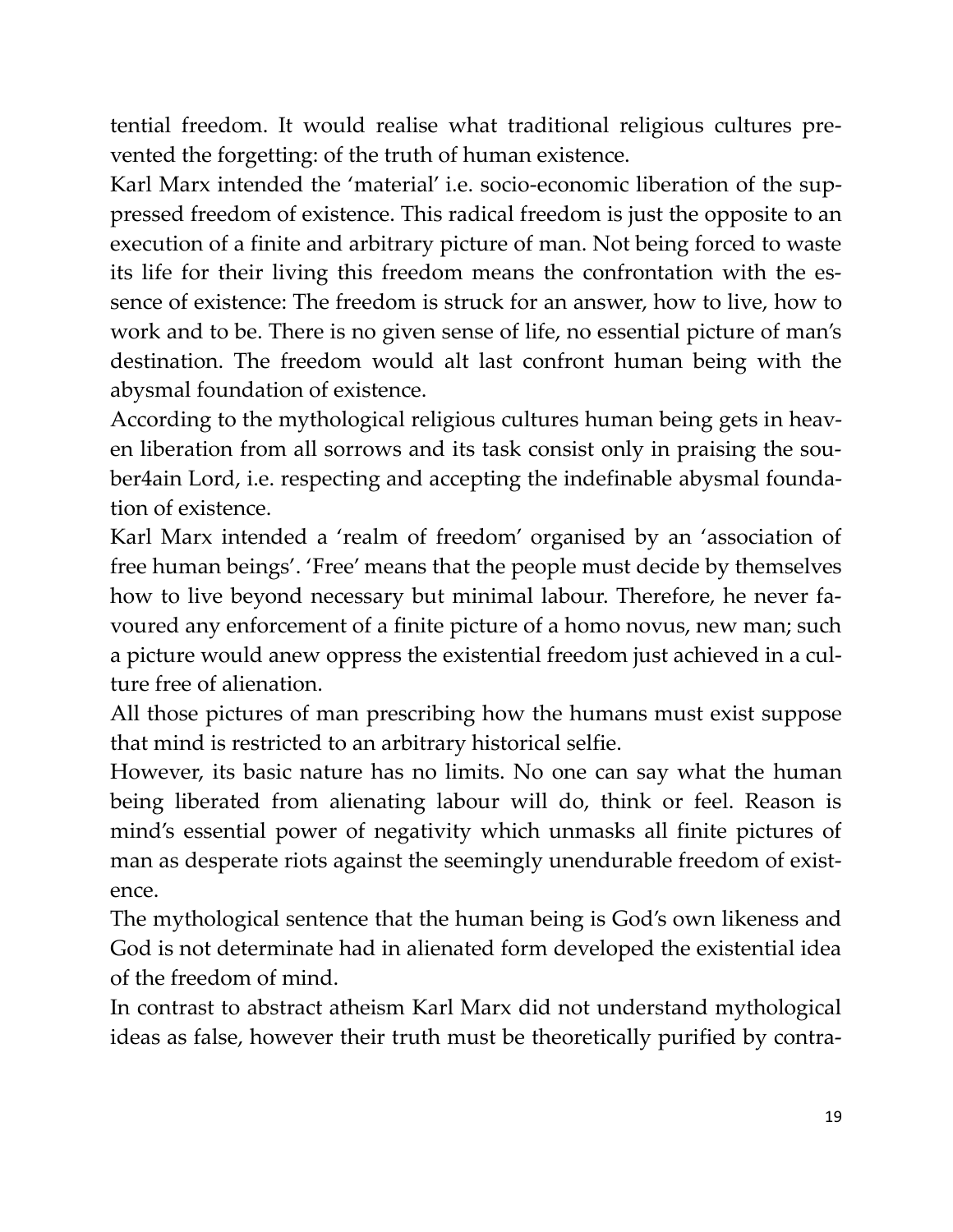tential freedom. It would realise what traditional religious cultures prevented the forgetting: of the truth of human existence.

Karl Marx intended the 'material' i.e. socio-economic liberation of the suppressed freedom of existence. This radical freedom is just the opposite to an execution of a finite and arbitrary picture of man. Not being forced to waste its life for their living this freedom means the confrontation with the essence of existence: The freedom is struck for an answer, how to live, how to work and to be. There is no given sense of life, no essential picture of man's destination. The freedom would alt last confront human being with the abysmal foundation of existence.

According to the mythological religious cultures human being gets in heaven liberation from all sorrows and its task consist only in praising the souber4ain Lord, i.e. respecting and accepting the indefinable abysmal foundation of existence.

Karl Marx intended a 'realm of freedom' organised by an 'association of free human beings'. 'Free' means that the people must decide by themselves how to live beyond necessary but minimal labour. Therefore, he never favoured any enforcement of a finite picture of a homo novus, new man; such a picture would anew oppress the existential freedom just achieved in a culture free of alienation.

All those pictures of man prescribing how the humans must exist suppose that mind is restricted to an arbitrary historical selfie.

However, its basic nature has no limits. No one can say what the human being liberated from alienating labour will do, think or feel. Reason is mind's essential power of negativity which unmasks all finite pictures of man as desperate riots against the seemingly unendurable freedom of existence.

The mythological sentence that the human being is God's own likeness and God is not determinate had in alienated form developed the existential idea of the freedom of mind.

In contrast to abstract atheism Karl Marx did not understand mythological ideas as false, however their truth must be theoretically purified by contra-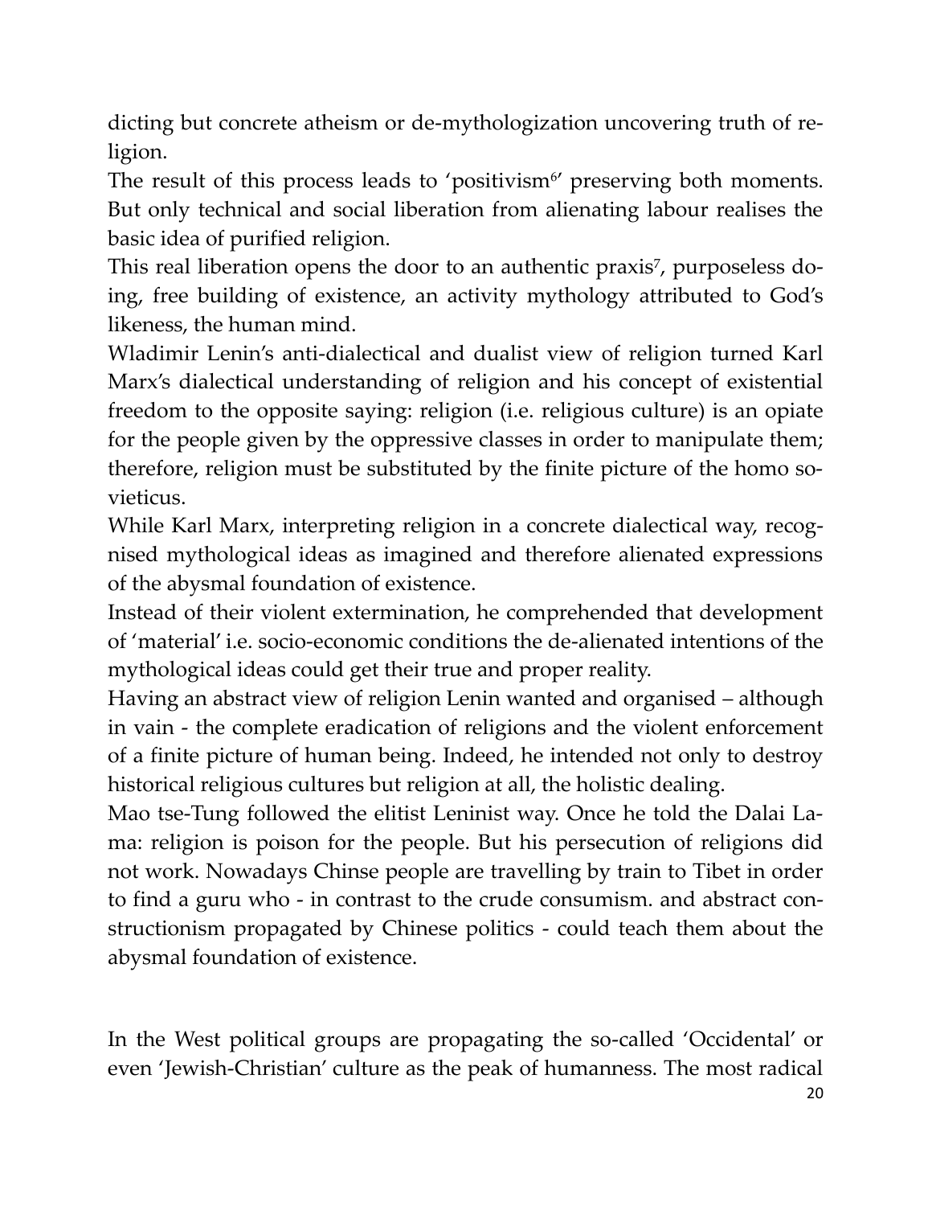dicting but concrete atheism or de-mythologization uncovering truth of religion.

The result of this process leads to 'positivism[6]' preserving both moments. But only technical and social liberation from alienating labour realises the basic idea of purified religion.

This real liberation opens the door to an authentic praxis[7], purposeless doing, free building of existence, an activity mythology attributed to God's likeness, the human mind.

Wladimir Lenin's anti-dialectical and dualist view of religion turned Karl Marx's dialectical understanding of religion and his concept of existential freedom to the opposite saying: religion (i.e. religious culture) is an opiate for the people given by the oppressive classes in order to manipulate them; therefore, religion must be substituted by the finite picture of the homo sovieticus.

While Karl Marx, interpreting religion in a concrete dialectical way, recognised mythological ideas as imagined and therefore alienated expressions of the abysmal foundation of existence.

Instead of their violent extermination, he comprehended that development of 'material' i.e. socio-economic conditions the de-alienated intentions of the mythological ideas could get their true and proper reality.

Having an abstract view of religion Lenin wanted and organised – although in vain - the complete eradication of religions and the violent enforcement of a finite picture of human being. Indeed, he intended not only to destroy historical religious cultures but religion at all, the holistic dealing.

Mao tse-Tung followed the elitist Leninist way. Once he told the Dalai Lama: religion is poison for the people. But his persecution of religions did not work. Nowadays Chinse people are travelling by train to Tibet in order to find a guru who - in contrast to the crude consumism. and abstract constructionism propagated by Chinese politics - could teach them about the abysmal foundation of existence.

In the West political groups are propagating the so-called 'Occidental' or even 'Jewish-Christian' culture as the peak of humanness. The most radical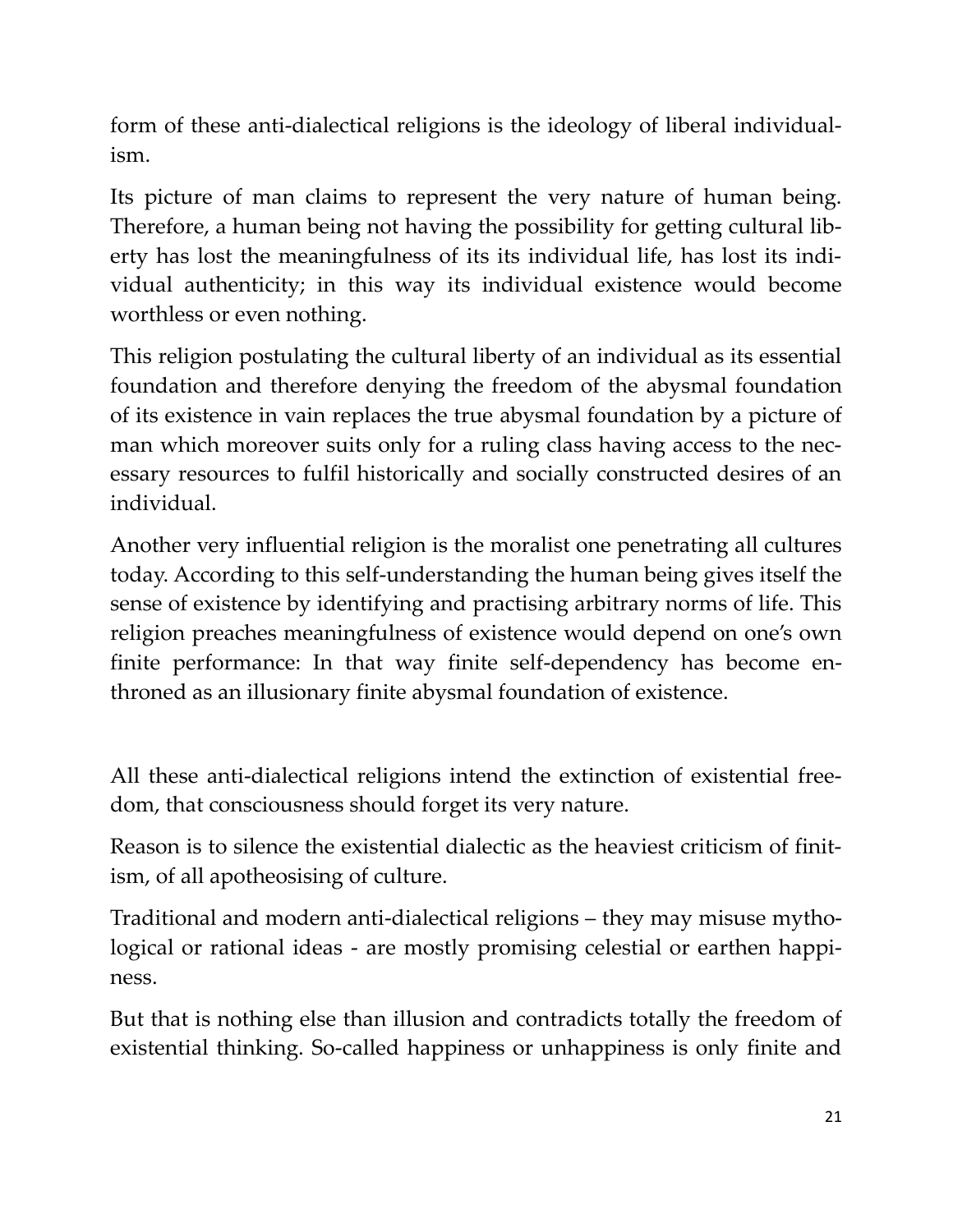form of these anti-dialectical religions is the ideology of liberal individualism.

Its picture of man claims to represent the very nature of human being. Therefore, a human being not having the possibility for getting cultural liberty has lost the meaningfulness of its its individual life, has lost its individual authenticity; in this way its individual existence would become worthless or even nothing.

This religion postulating the cultural liberty of an individual as its essential foundation and therefore denying the freedom of the abysmal foundation of its existence in vain replaces the true abysmal foundation by a picture of man which moreover suits only for a ruling class having access to the necessary resources to fulfil historically and socially constructed desires of an individual.

Another very influential religion is the moralist one penetrating all cultures today. According to this self-understanding the human being gives itself the sense of existence by identifying and practising arbitrary norms of life. This religion preaches meaningfulness of existence would depend on one's own finite performance: In that way finite self-dependency has become enthroned as an illusionary finite abysmal foundation of existence.

All these anti-dialectical religions intend the extinction of existential freedom, that consciousness should forget its very nature.

Reason is to silence the existential dialectic as the heaviest criticism of finitism, of all apotheosising of culture.

Traditional and modern anti-dialectical religions – they may misuse mythological or rational ideas - are mostly promising celestial or earthen happiness.

But that is nothing else than illusion and contradicts totally the freedom of existential thinking. So-called happiness or unhappiness is only finite and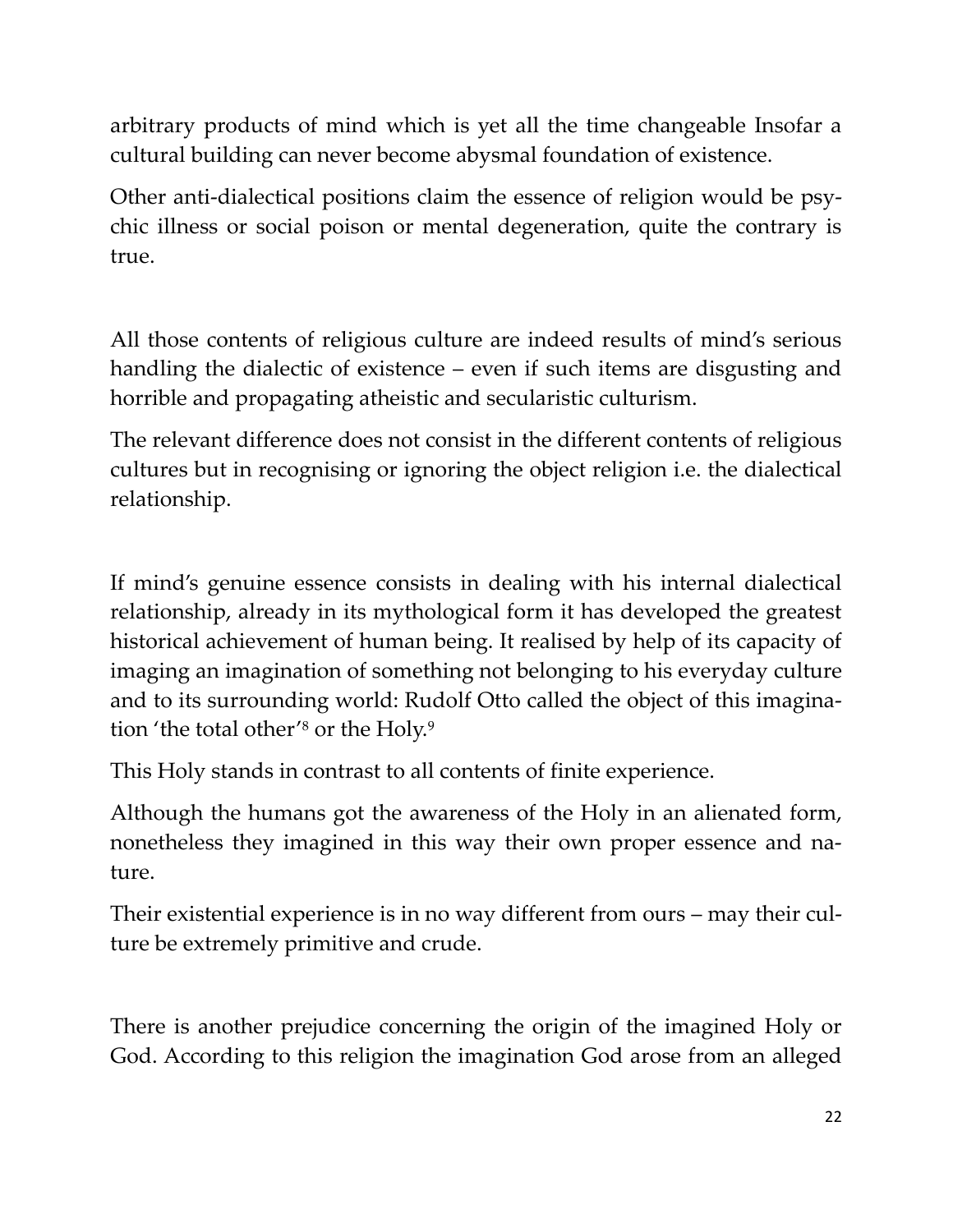arbitrary products of mind which is yet all the time changeable Insofar a cultural building can never become abysmal foundation of existence.

Other anti-dialectical positions claim the essence of religion would be psychic illness or social poison or mental degeneration, quite the contrary is true.

All those contents of religious culture are indeed results of mind's serious handling the dialectic of existence – even if such items are disgusting and horrible and propagating atheistic and secularistic culturism.

The relevant difference does not consist in the different contents of religious cultures but in recognising or ignoring the object religion i.e. the dialectical relationship.

If mind's genuine essence consists in dealing with his internal dialectical relationship, already in its mythological form it has developed the greatest historical achievement of human being. It realised by help of its capacity of imaging an imagination of something not belonging to his everyday culture and to its surrounding world: Rudolf Otto called the object of this imagination 'the total other'[8] or the Holy.[9]

This Holy stands in contrast to all contents of finite experience.

Although the humans got the awareness of the Holy in an alienated form, nonetheless they imagined in this way their own proper essence and nature.

Their existential experience is in no way different from ours – may their culture be extremely primitive and crude.

There is another prejudice concerning the origin of the imagined Holy or God. According to this religion the imagination God arose from an alleged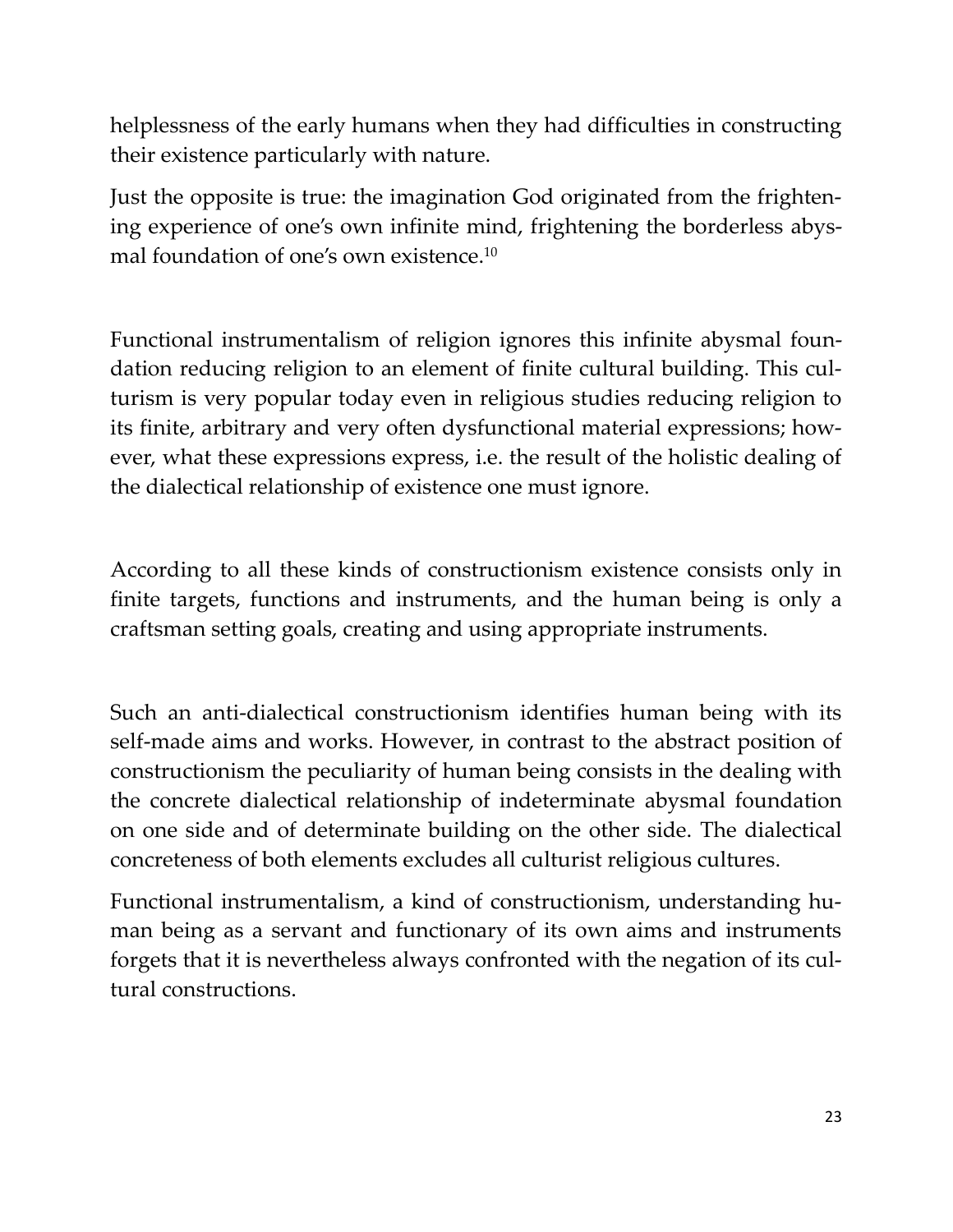helplessness of the early humans when they had difficulties in constructing their existence particularly with nature.

Just the opposite is true: the imagination God originated from the frightening experience of one's own infinite mind, frightening the borderless abysmal foundation of one's own existence.[10]

Functional instrumentalism of religion ignores this infinite abysmal foundation reducing religion to an element of finite cultural building. This culturism is very popular today even in religious studies reducing religion to its finite, arbitrary and very often dysfunctional material expressions; however, what these expressions express, i.e. the result of the holistic dealing of the dialectical relationship of existence one must ignore.

According to all these kinds of constructionism existence consists only in finite targets, functions and instruments, and the human being is only a craftsman setting goals, creating and using appropriate instruments.

Such an anti-dialectical constructionism identifies human being with its self-made aims and works. However, in contrast to the abstract position of constructionism the peculiarity of human being consists in the dealing with the concrete dialectical relationship of indeterminate abysmal foundation on one side and of determinate building on the other side. The dialectical concreteness of both elements excludes all culturist religious cultures.

Functional instrumentalism, a kind of constructionism, understanding human being as a servant and functionary of its own aims and instruments forgets that it is nevertheless always confronted with the negation of its cultural constructions.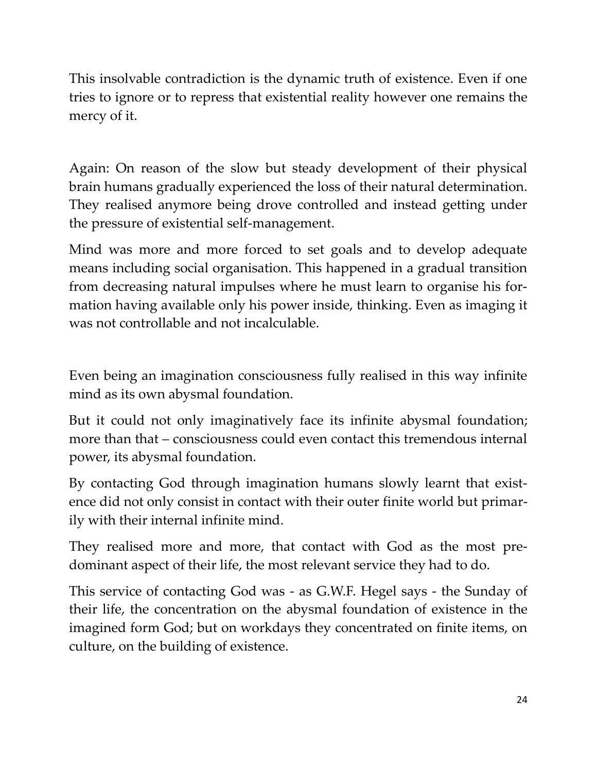This insolvable contradiction is the dynamic truth of existence. Even if one tries to ignore or to repress that existential reality however one remains the mercy of it.

Again: On reason of the slow but steady development of their physical brain humans gradually experienced the loss of their natural determination. They realised anymore being drove controlled and instead getting under the pressure of existential self-management.

Mind was more and more forced to set goals and to develop adequate means including social organisation. This happened in a gradual transition from decreasing natural impulses where he must learn to organise his formation having available only his power inside, thinking. Even as imaging it was not controllable and not incalculable.

Even being an imagination consciousness fully realised in this way infinite mind as its own abysmal foundation.

But it could not only imaginatively face its infinite abysmal foundation; more than that – consciousness could even contact this tremendous internal power, its abysmal foundation.

By contacting God through imagination humans slowly learnt that existence did not only consist in contact with their outer finite world but primarily with their internal infinite mind.

They realised more and more, that contact with God as the most predominant aspect of their life, the most relevant service they had to do.

This service of contacting God was - as G.W.F. Hegel says - the Sunday of their life, the concentration on the abysmal foundation of existence in the imagined form God; but on workdays they concentrated on finite items, on culture, on the building of existence.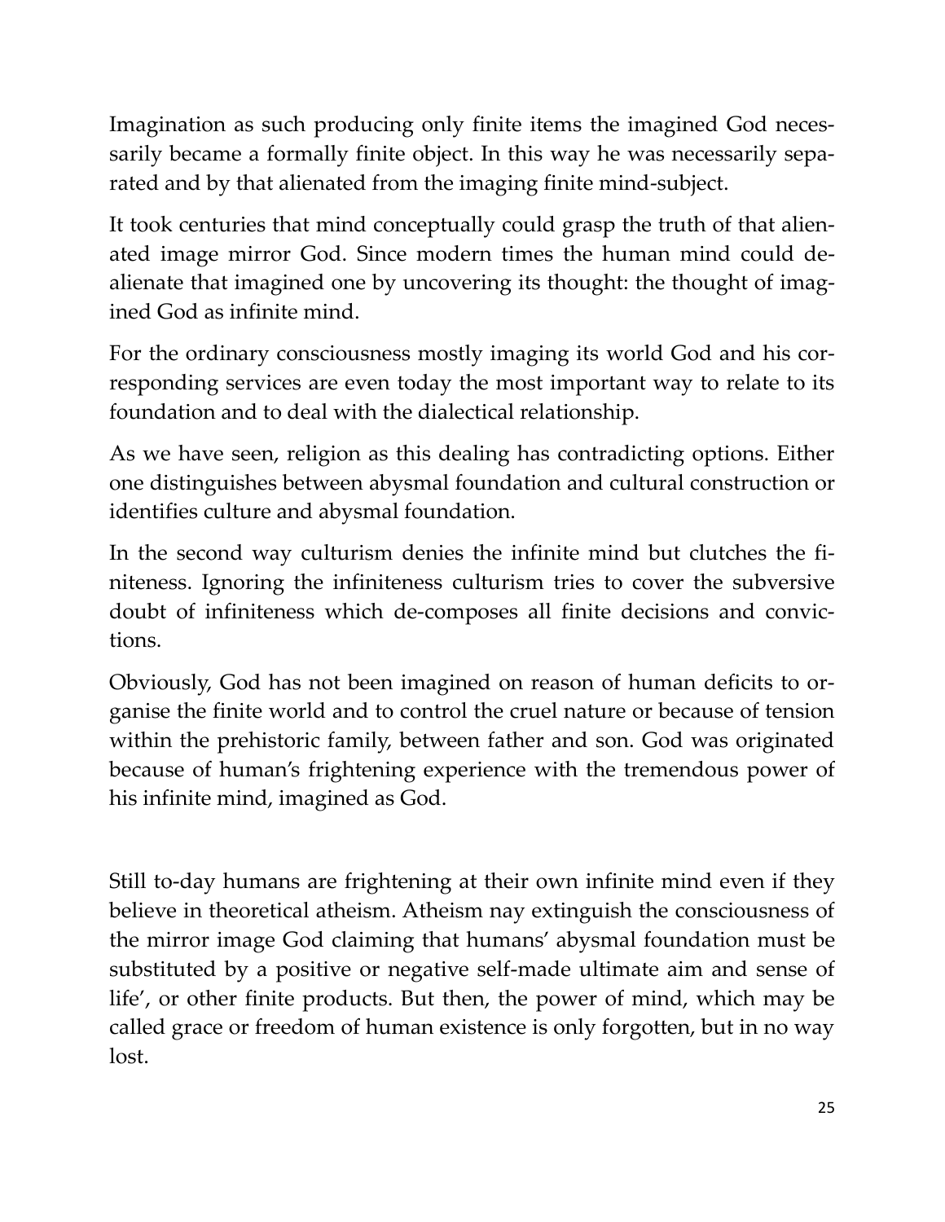Imagination as such producing only finite items the imagined God necessarily became a formally finite object. In this way he was necessarily separated and by that alienated from the imaging finite mind-subject.

It took centuries that mind conceptually could grasp the truth of that alienated image mirror God. Since modern times the human mind could de-alienate that imagined one by uncovering its thought: the thought of imagined God as infinite mind.

For the ordinary consciousness mostly imaging its world God and his corresponding services are even today the most important way to relate to its foundation and to deal with the dialectical relationship.

As we have seen, religion as this dealing has contradicting options. Either one distinguishes between abysmal foundation and cultural construction or identifies culture and abysmal foundation.

In the second way culturism denies the infinite mind but clutches the finiteness. Ignoring the infiniteness culturism tries to cover the subversive doubt of infiniteness which de-composes all finite decisions and convictions.

Obviously, God has not been imagined on reason of human deficits to organise the finite world and to control the cruel nature or because of tension within the prehistoric family, between father and son. God was originated because of human's frightening experience with the tremendous power of his infinite mind, imagined as God.

Still to-day humans are frightening at their own infinite mind even if they believe in theoretical atheism. Atheism nay extinguish the consciousness of the mirror image God claiming that humans' abysmal foundation must be substituted by a positive or negative self-made ultimate aim and sense of life', or other finite products. But then, the power of mind, which may be called grace or freedom of human existence is only forgotten, but in no way lost.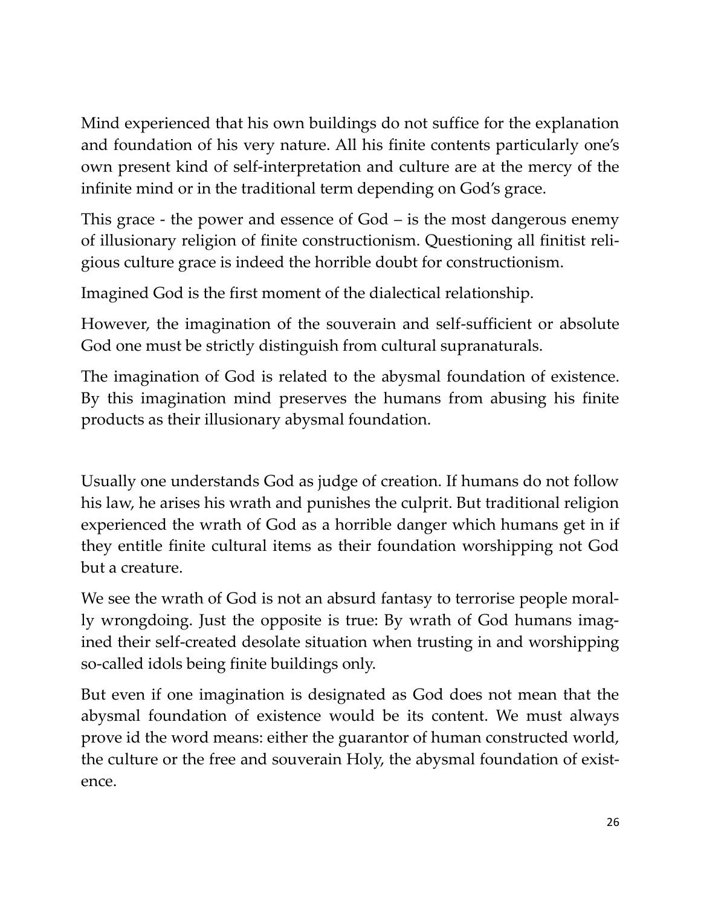Mind experienced that his own buildings do not suffice for the explanation and foundation of his very nature. All his finite contents particularly one's own present kind of self-interpretation and culture are at the mercy of the infinite mind or in the traditional term depending on God's grace.

This grace - the power and essence of God – is the most dangerous enemy of illusionary religion of finite constructionism. Questioning all finitist religious culture grace is indeed the horrible doubt for constructionism.

Imagined God is the first moment of the dialectical relationship.

However, the imagination of the souverain and self-sufficient or absolute God one must be strictly distinguish from cultural supranaturals.

The imagination of God is related to the abysmal foundation of existence. By this imagination mind preserves the humans from abusing his finite products as their illusionary abysmal foundation.

Usually one understands God as judge of creation. If humans do not follow his law, he arises his wrath and punishes the culprit. But traditional religion experienced the wrath of God as a horrible danger which humans get in if they entitle finite cultural items as their foundation worshipping not God but a creature.

We see the wrath of God is not an absurd fantasy to terrorise people morally wrongdoing. Just the opposite is true: By wrath of God humans imagined their self-created desolate situation when trusting in and worshipping so-called idols being finite buildings only.

But even if one imagination is designated as God does not mean that the abysmal foundation of existence would be its content. We must always prove id the word means: either the guarantor of human constructed world, the culture or the free and souverain Holy, the abysmal foundation of existence.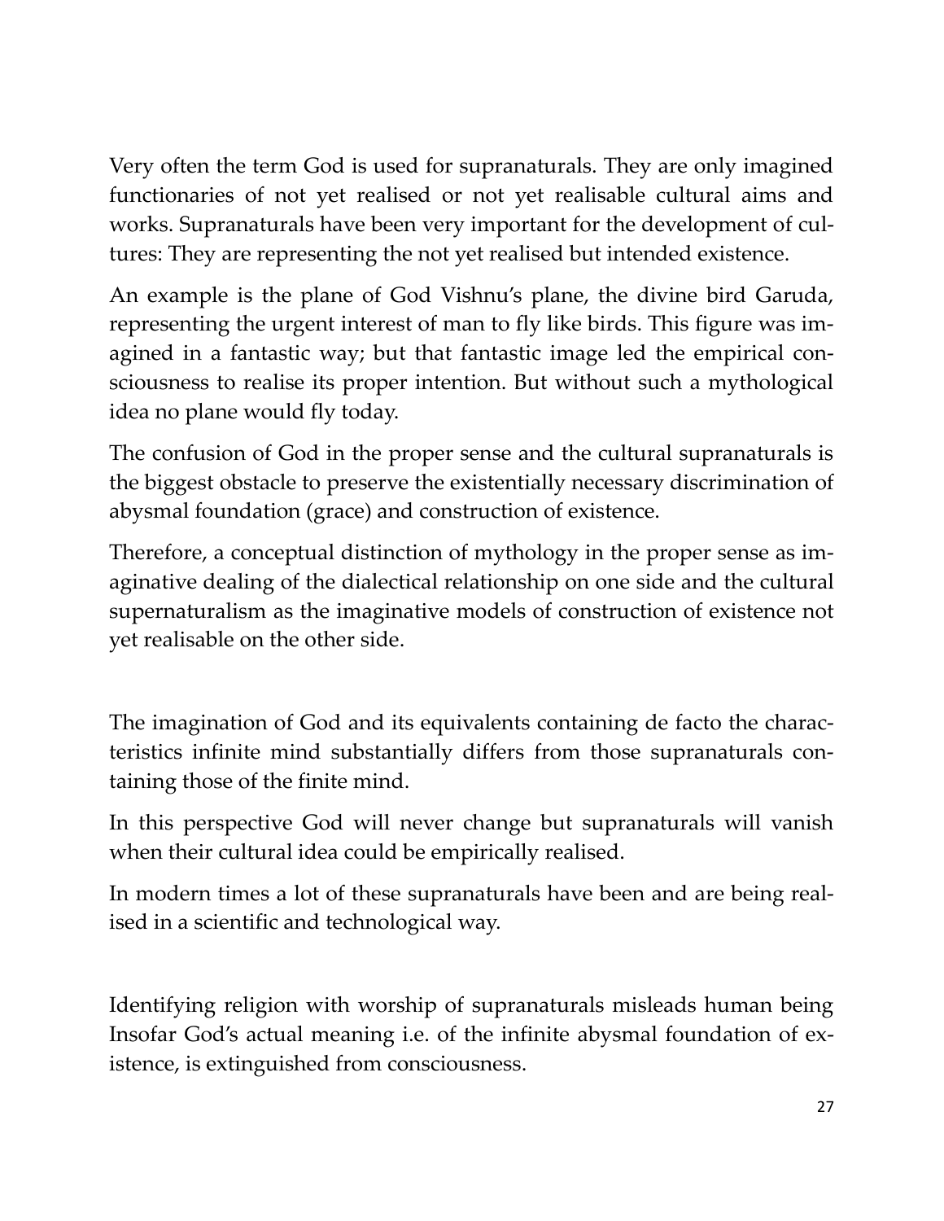Very often the term God is used for supranaturals. They are only imagined functionaries of not yet realised or not yet realisable cultural aims and works. Supranaturals have been very important for the development of cultures: They are representing the not yet realised but intended existence.

An example is the plane of God Vishnu's plane, the divine bird Garuda, representing the urgent interest of man to fly like birds. This figure was imagined in a fantastic way; but that fantastic image led the empirical consciousness to realise its proper intention. But without such a mythological idea no plane would fly today.

The confusion of God in the proper sense and the cultural supranaturals is the biggest obstacle to preserve the existentially necessary discrimination of abysmal foundation (grace) and construction of existence.

Therefore, a conceptual distinction of mythology in the proper sense as imaginative dealing of the dialectical relationship on one side and the cultural supernaturalism as the imaginative models of construction of existence not yet realisable on the other side.

The imagination of God and its equivalents containing de facto the characteristics infinite mind substantially differs from those supranaturals containing those of the finite mind.

In this perspective God will never change but supranaturals will vanish when their cultural idea could be empirically realised.

In modern times a lot of these supranaturals have been and are being realised in a scientific and technological way.

Identifying religion with worship of supranaturals misleads human being Insofar God's actual meaning i.e. of the infinite abysmal foundation of existence, is extinguished from consciousness.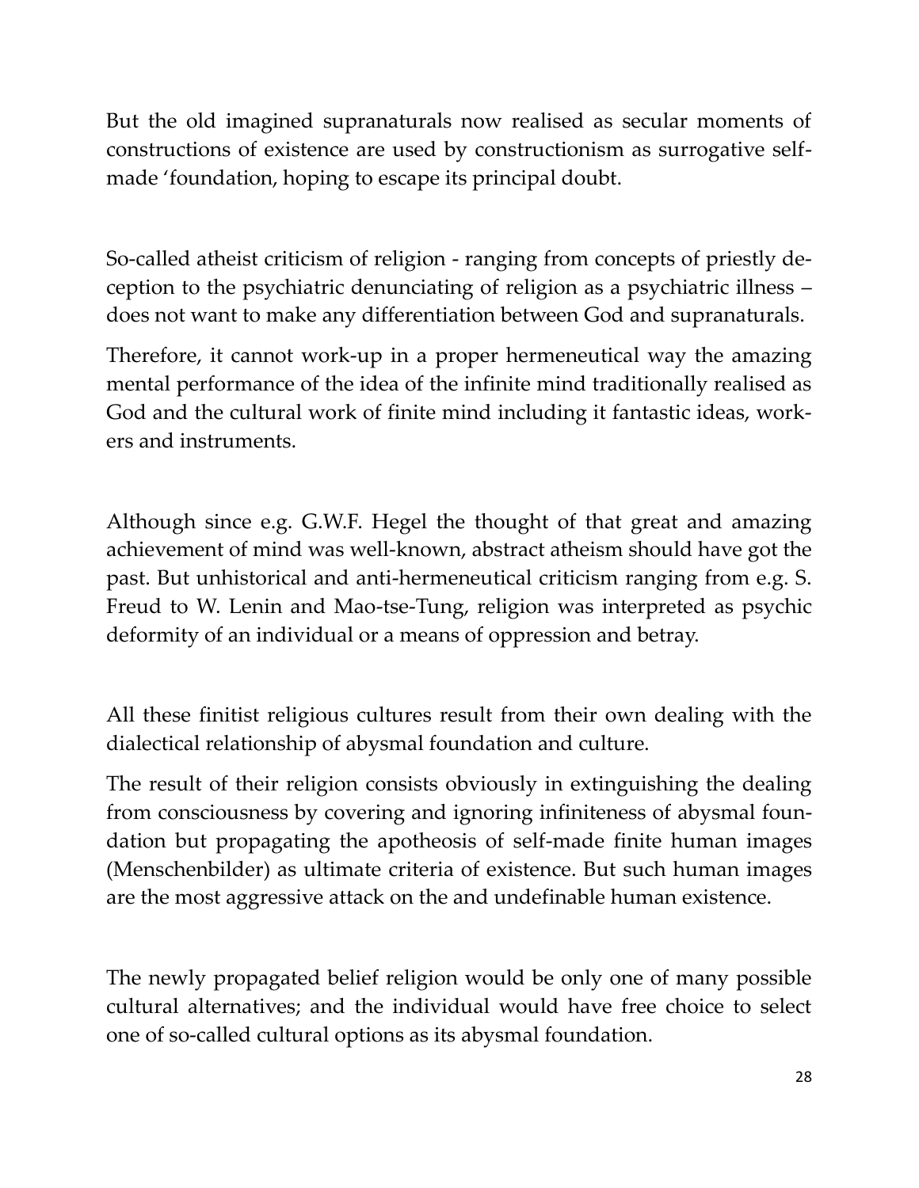But the old imagined supranaturals now realised as secular moments of constructions of existence are used by constructionism as surrogative self-made 'foundation, hoping to escape its principal doubt.

So-called atheist criticism of religion - ranging from concepts of priestly deception to the psychiatric denunciating of religion as a psychiatric illness – does not want to make any differentiation between God and supranaturals.

Therefore, it cannot work-up in a proper hermeneutical way the amazing mental performance of the idea of the infinite mind traditionally realised as God and the cultural work of finite mind including it fantastic ideas, workers and instruments.

Although since e.g. G.W.F. Hegel the thought of that great and amazing achievement of mind was well-known, abstract atheism should have got the past. But unhistorical and anti-hermeneutical criticism ranging from e.g. S. Freud to W. Lenin and Mao-tse-Tung, religion was interpreted as psychic deformity of an individual or a means of oppression and betray.

All these finitist religious cultures result from their own dealing with the dialectical relationship of abysmal foundation and culture.

The result of their religion consists obviously in extinguishing the dealing from consciousness by covering and ignoring infiniteness of abysmal foundation but propagating the apotheosis of self-made finite human images (Menschenbilder) as ultimate criteria of existence. But such human images are the most aggressive attack on the and undefinable human existence.

The newly propagated belief religion would be only one of many possible cultural alternatives; and the individual would have free choice to select one of so-called cultural options as its abysmal foundation.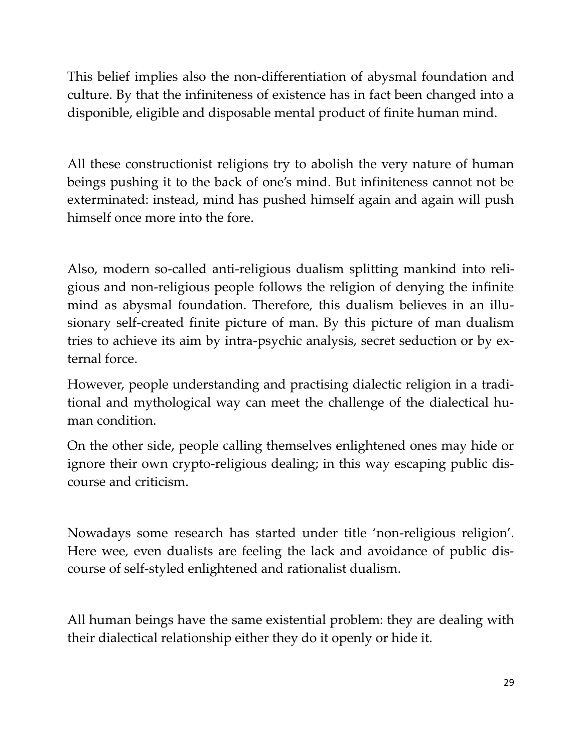This belief implies also the non-differentiation of abysmal foundation and culture. By that the infiniteness of existence has in fact been changed into a disponible, eligible and disposable mental product of finite human mind.

All these constructionist religions try to abolish the very nature of human beings pushing it to the back of one's mind. But infiniteness cannot not be exterminated: instead, mind has pushed himself again and again will push himself once more into the fore.

Also, modern so-called anti-religious dualism splitting mankind into religious and non-religious people follows the religion of denying the infinite mind as abysmal foundation. Therefore, this dualism believes in an illusionary self-created finite picture of man. By this picture of man dualism tries to achieve its aim by intra-psychic analysis, secret seduction or by external force.

However, people understanding and practising dialectic religion in a traditional and mythological way can meet the challenge of the dialectical human condition.

On the other side, people calling themselves enlightened ones may hide or ignore their own crypto-religious dealing; in this way escaping public discourse and criticism.

Nowadays some research has started under title 'non-religious religion'. Here wee, even dualists are feeling the lack and avoidance of public discourse of self-styled enlightened and rationalist dualism.

All human beings have the same existential problem: they are dealing with their dialectical relationship either they do it openly or hide it.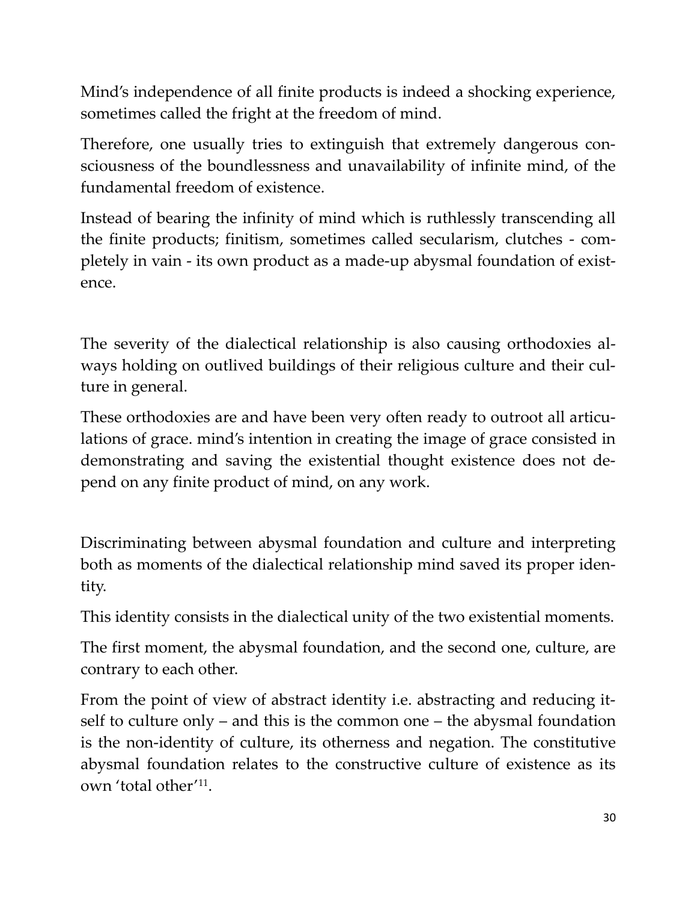Mind's independence of all finite products is indeed a shocking experience, sometimes called the fright at the freedom of mind.

Therefore, one usually tries to extinguish that extremely dangerous consciousness of the boundlessness and unavailability of infinite mind, of the fundamental freedom of existence.

Instead of bearing the infinity of mind which is ruthlessly transcending all the finite products; finitism, sometimes called secularism, clutches - completely in vain - its own product as a made-up abysmal foundation of existence.

The severity of the dialectical relationship is also causing orthodoxies always holding on outlived buildings of their religious culture and their culture in general.

These orthodoxies are and have been very often ready to outroot all articulations of grace. mind's intention in creating the image of grace consisted in demonstrating and saving the existential thought existence does not depend on any finite product of mind, on any work.

Discriminating between abysmal foundation and culture and interpreting both as moments of the dialectical relationship mind saved its proper identity.

This identity consists in the dialectical unity of the two existential moments.

The first moment, the abysmal foundation, and the second one, culture, are contrary to each other.

From the point of view of abstract identity i.e. abstracting and reducing itself to culture only – and this is the common one – the abysmal foundation is the non-identity of culture, its otherness and negation. The constitutive abysmal foundation relates to the constructive culture of existence as its own 'total other'[11].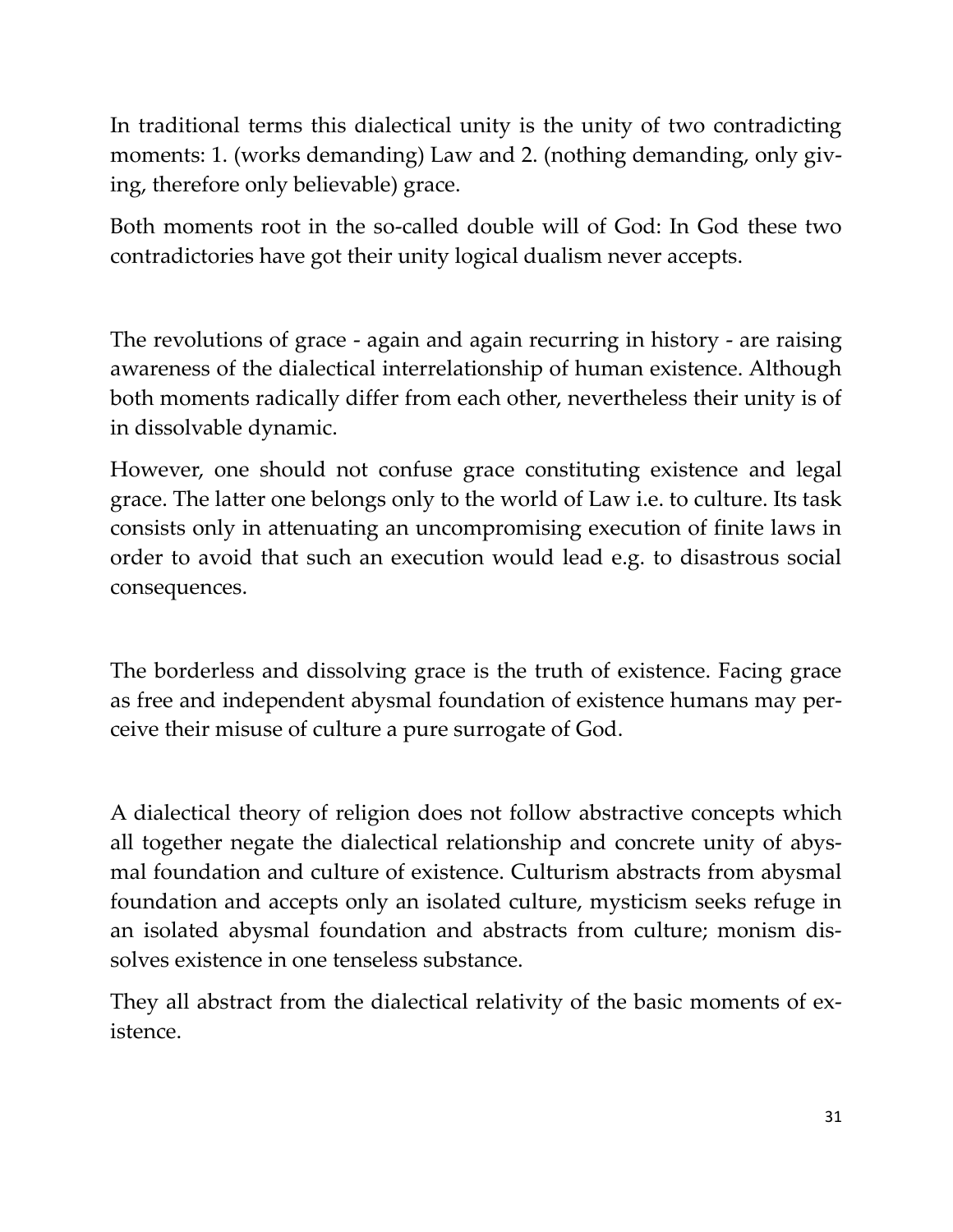In traditional terms this dialectical unity is the unity of two contradicting moments: 1. (works demanding) Law and 2. (nothing demanding, only giving, therefore only believable) grace.

Both moments root in the so-called double will of God: In God these two contradictories have got their unity logical dualism never accepts.

The revolutions of grace - again and again recurring in history - are raising awareness of the dialectical interrelationship of human existence. Although both moments radically differ from each other, nevertheless their unity is of in dissolvable dynamic.

However, one should not confuse grace constituting existence and legal grace. The latter one belongs only to the world of Law i.e. to culture. Its task consists only in attenuating an uncompromising execution of finite laws in order to avoid that such an execution would lead e.g. to disastrous social consequences.

The borderless and dissolving grace is the truth of existence. Facing grace as free and independent abysmal foundation of existence humans may perceive their misuse of culture a pure surrogate of God.

A dialectical theory of religion does not follow abstractive concepts which all together negate the dialectical relationship and concrete unity of abysmal foundation and culture of existence. Culturism abstracts from abysmal foundation and accepts only an isolated culture, mysticism seeks refuge in an isolated abysmal foundation and abstracts from culture; monism dissolves existence in one tenseless substance.

They all abstract from the dialectical relativity of the basic moments of existence.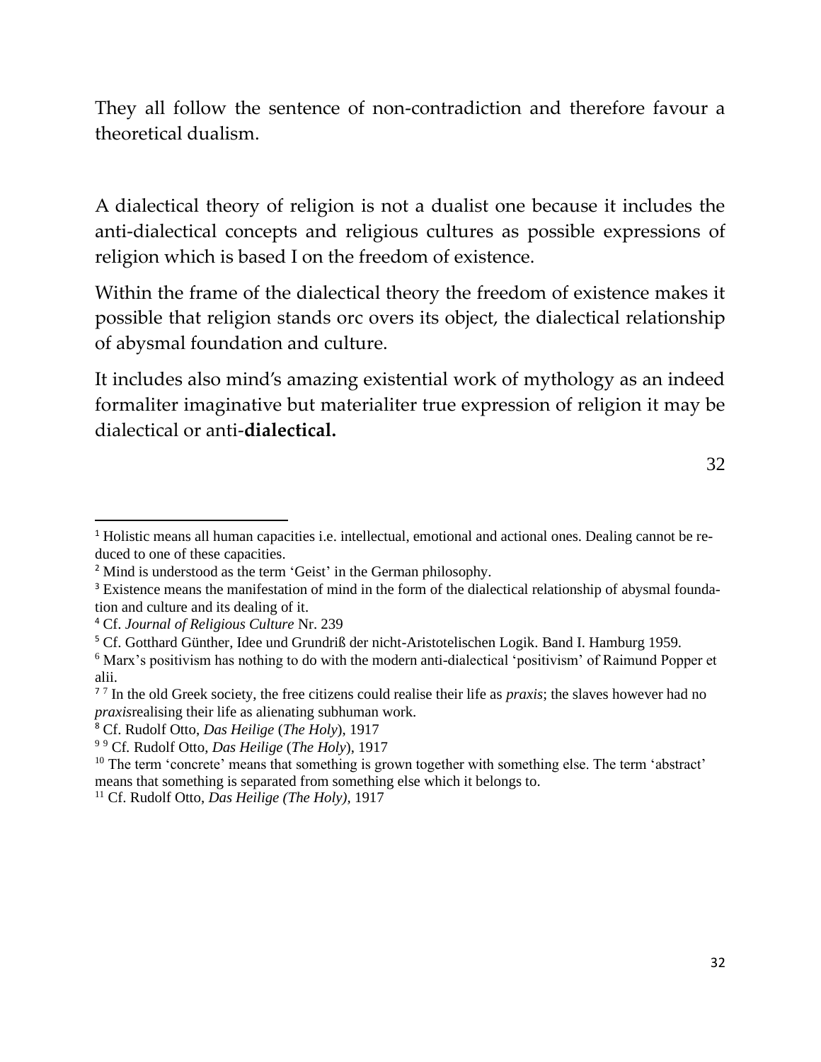They all follow the sentence of non-contradiction and therefore favour a theoretical dualism.

A dialectical theory of religion is not a dualist one because it includes the anti-dialectical concepts and religious cultures as possible expressions of religion which is based I on the freedom of existence.

Within the frame of the dialectical theory the freedom of existence makes it possible that religion stands orc overs its object, the dialectical relationship of abysmal foundation and culture.

It includes also mind's amazing existential work of mythology as an indeed formaliter imaginative but materialiter true expression of religion it may be dialectical or anti-**dialectical.**

---

[1] Holistic means all human capacities i.e. intellectual, emotional and actional ones. Dealing cannot be reduced to one of these capacities.

[2] Mind is understood as the term 'Geist' in the German philosophy.

[3] Existence means the manifestation of mind in the form of the dialectical relationship of abysmal foundation and culture and its dealing of it.

[4] Cf. *Journal of Religious Culture* Nr. 239

[5] Cf. Gotthard Günther, Idee und Grundriß der nicht-Aristotelischen Logik. Band I. Hamburg 1959.

[6] Marx's positivism has nothing to do with the modern anti-dialectical 'positivism' of Raimund Popper et alii.

[7] [7] In the old Greek society, the free citizens could realise their life as *praxis*; the slaves however had no *praxis*realising their life as alienating subhuman work.

[8] Cf. Rudolf Otto, *Das Heilige* (*The Holy*), 1917

[9] [9] Cf. Rudolf Otto, *Das Heilige* (*The Holy*), 1917

[10] The term 'concrete' means that something is grown together with something else. The term 'abstract' means that something is separated from something else which it belongs to.

[11] Cf. Rudolf Otto, *Das Heilige (The Holy),* 1917